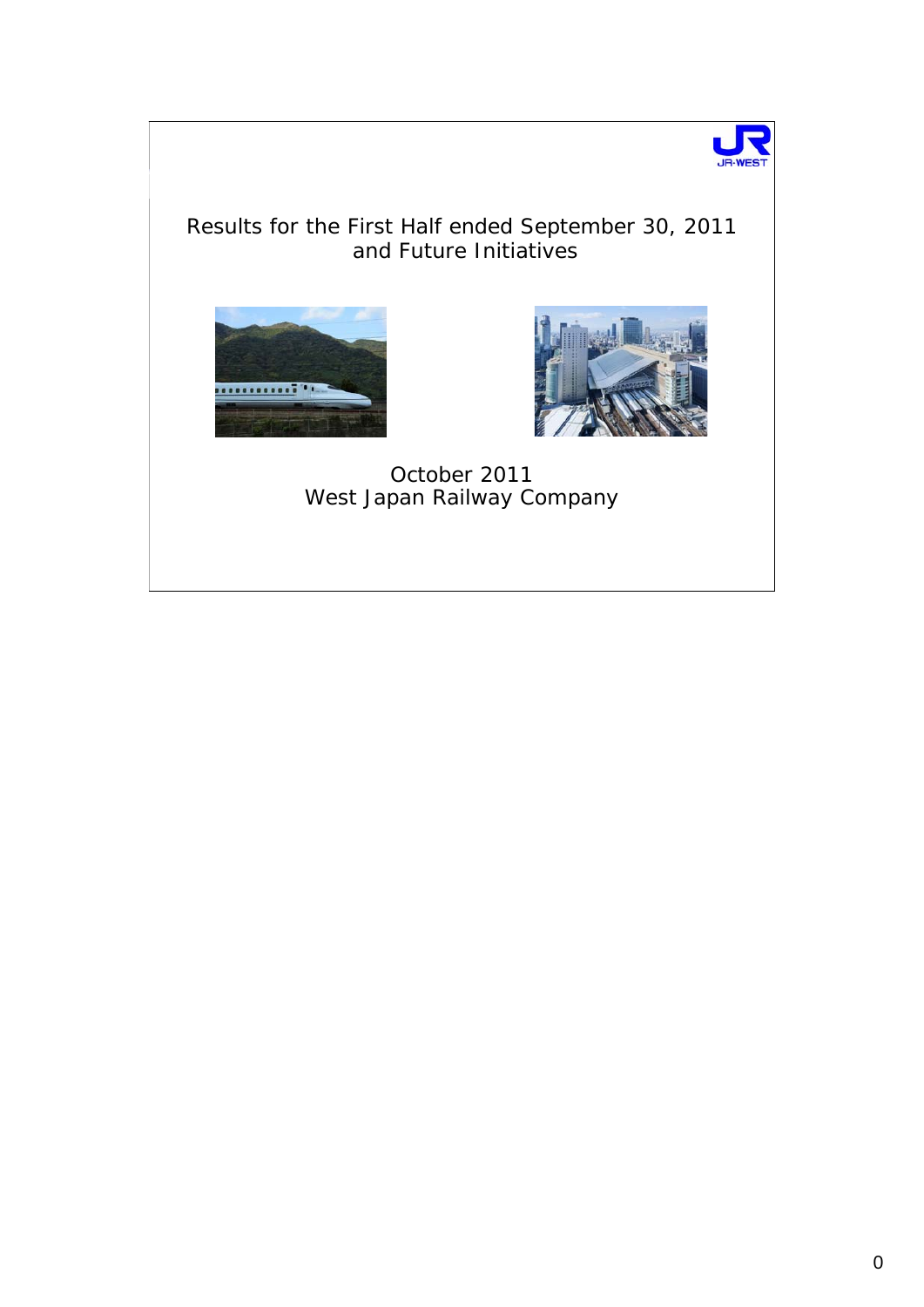# Results for the First Half ended September 30, 2011 and Future Initiatives

October 2011
West Japan Railway Company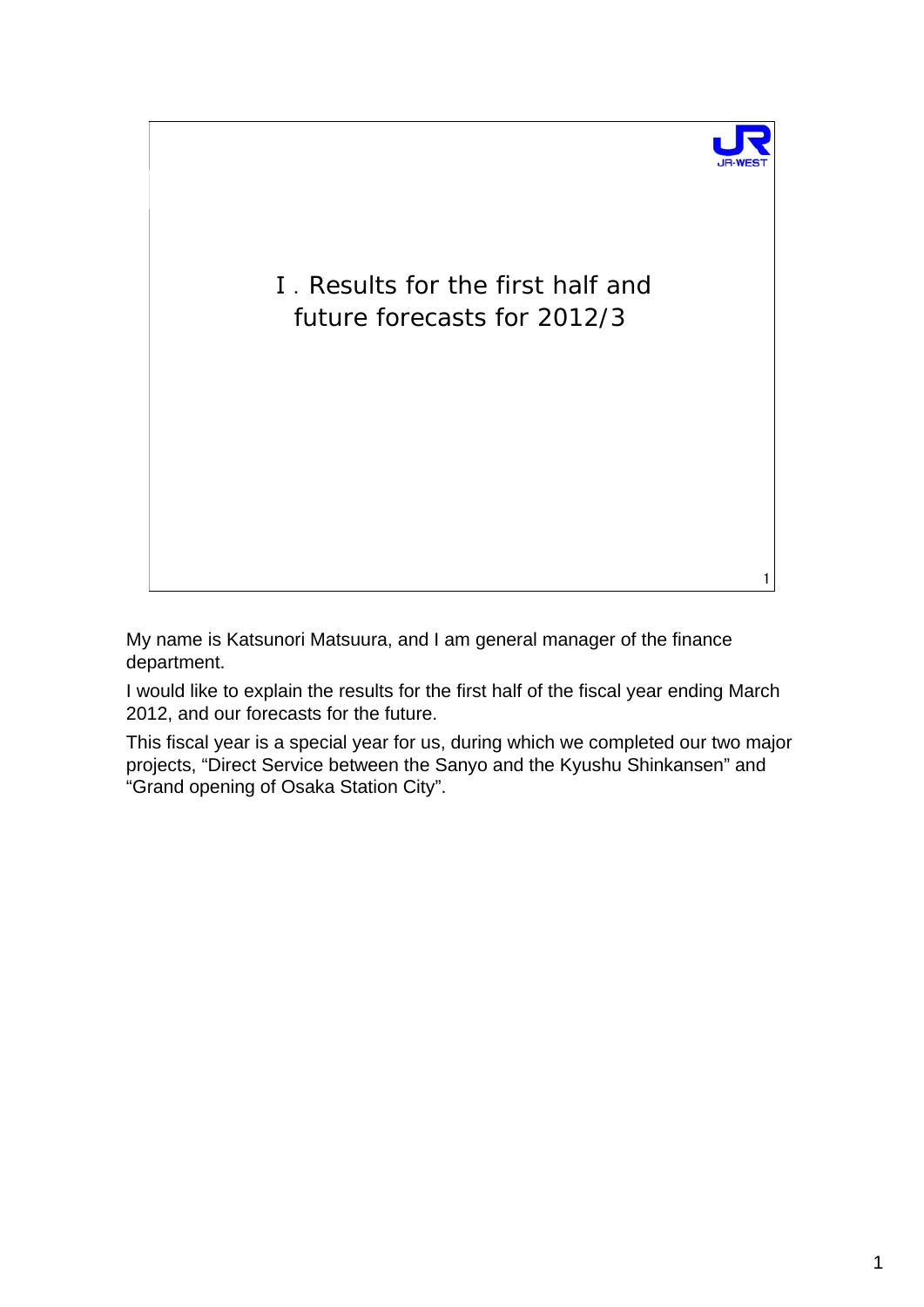# Ⅰ. Results for the first half and future forecasts for 2012/3

My name is Katsunori Matsuura, and I am general manager of the finance department.

I would like to explain the results for the first half of the fiscal year ending March 2012, and our forecasts for the future.

This fiscal year is a special year for us, during which we completed our two major projects, “Direct Service between the Sanyo and the Kyushu Shinkansen” and “Grand opening of Osaka Station City”.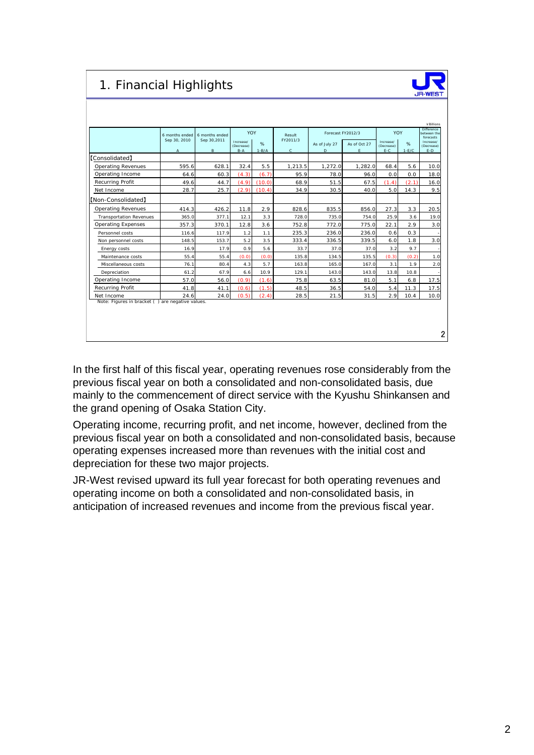# 1. Financial Highlights

¥Billions

| | 6 months ended Sep 30, 2010 | 6 months ended Sep 30,2011 | YOY | | Result FY2011/3 | Forecast FY2012/3 | | YOY | | Difference between the forecasts |
|---|---|---|---|---|---|---|---|---|---|---|
| | | | Increase/ (Decrease) | % | | As of July 27 | As of Oct 27 | Increase/ (Decrease) | % | Increase/ (Decrease) |
| | A | B | B-A | 1-B/A | C | D | E | E-C | 1-E/C | E-D |
| 【Consolidated】 | | | | | | | | | | |
| Operating Revenues | 595.6 | 628.1 | 32.4 | 5.5 | 1,213.5 | 1,272.0 | 1,282.0 | 68.4 | 5.6 | 10.0 |
| Operating Income | 64.6 | 60.3 | (4.3) | (6.7) | 95.9 | 78.0 | 96.0 | 0.0 | 0.0 | 18.0 |
| Recurring Profit | 49.6 | 44.7 | (4.9) | (10.0) | 68.9 | 51.5 | 67.5 | (1.4) | (2.1) | 16.0 |
| Net Income | 28.7 | 25.7 | (2.9) | (10.4) | 34.9 | 30.5 | 40.0 | 5.0 | 14.3 | 9.5 |
| 【Non-Consolidated】 | | | | | | | | | | |
| Operating Revenues | 414.3 | 426.2 | 11.8 | 2.9 | 828.6 | 835.5 | 856.0 | 27.3 | 3.3 | 20.5 |
| Transportation Revenues | 365.0 | 377.1 | 12.1 | 3.3 | 728.0 | 735.0 | 754.0 | 25.9 | 3.6 | 19.0 |
| Operating Expenses | 357.3 | 370.1 | 12.8 | 3.6 | 752.8 | 772.0 | 775.0 | 22.1 | 2.9 | 3.0 |
| Personnel costs | 116.6 | 117.9 | 1.2 | 1.1 | 235.3 | 236.0 | 236.0 | 0.6 | 0.3 | - |
| Non personnel costs | 148.5 | 153.7 | 5.2 | 3.5 | 333.4 | 336.5 | 339.5 | 6.0 | 1.8 | 3.0 |
| Energy costs | 16.9 | 17.9 | 0.9 | 5.6 | 33.7 | 37.0 | 37.0 | 3.2 | 9.7 | - |
| Maintenance costs | 55.4 | 55.4 | (0.0) | (0.0) | 135.8 | 134.5 | 135.5 | (0.3) | (0.2) | 1.0 |
| Miscellaneous costs | 76.1 | 80.4 | 4.3 | 5.7 | 163.8 | 165.0 | 167.0 | 3.1 | 1.9 | 2.0 |
| Depreciation | 61.2 | 67.9 | 6.6 | 10.9 | 129.1 | 143.0 | 143.0 | 13.8 | 10.8 | - |
| Operating Income | 57.0 | 56.0 | (0.9) | (1.6) | 75.8 | 63.5 | 81.0 | 5.1 | 6.8 | 17.5 |
| Recurring Profit | 41.8 | 41.1 | (0.6) | (1.5) | 48.5 | 36.5 | 54.0 | 5.4 | 11.3 | 17.5 |
| Net Income | 24.6 | 24.0 | (0.5) | (2.4) | 28.5 | 21.5 | 31.5 | 2.9 | 10.4 | 10.0 |

Note: Figures in bracket ( ) are negative values.

In the first half of this fiscal year, operating revenues rose considerably from the previous fiscal year on both a consolidated and non-consolidated basis, due mainly to the commencement of direct service with the Kyushu Shinkansen and the grand opening of Osaka Station City.

Operating income, recurring profit, and net income, however, declined from the previous fiscal year on both a consolidated and non-consolidated basis, because operating expenses increased more than revenues with the initial cost and depreciation for these two major projects.

JR-West revised upward its full year forecast for both operating revenues and operating income on both a consolidated and non-consolidated basis, in anticipation of increased revenues and income from the previous fiscal year.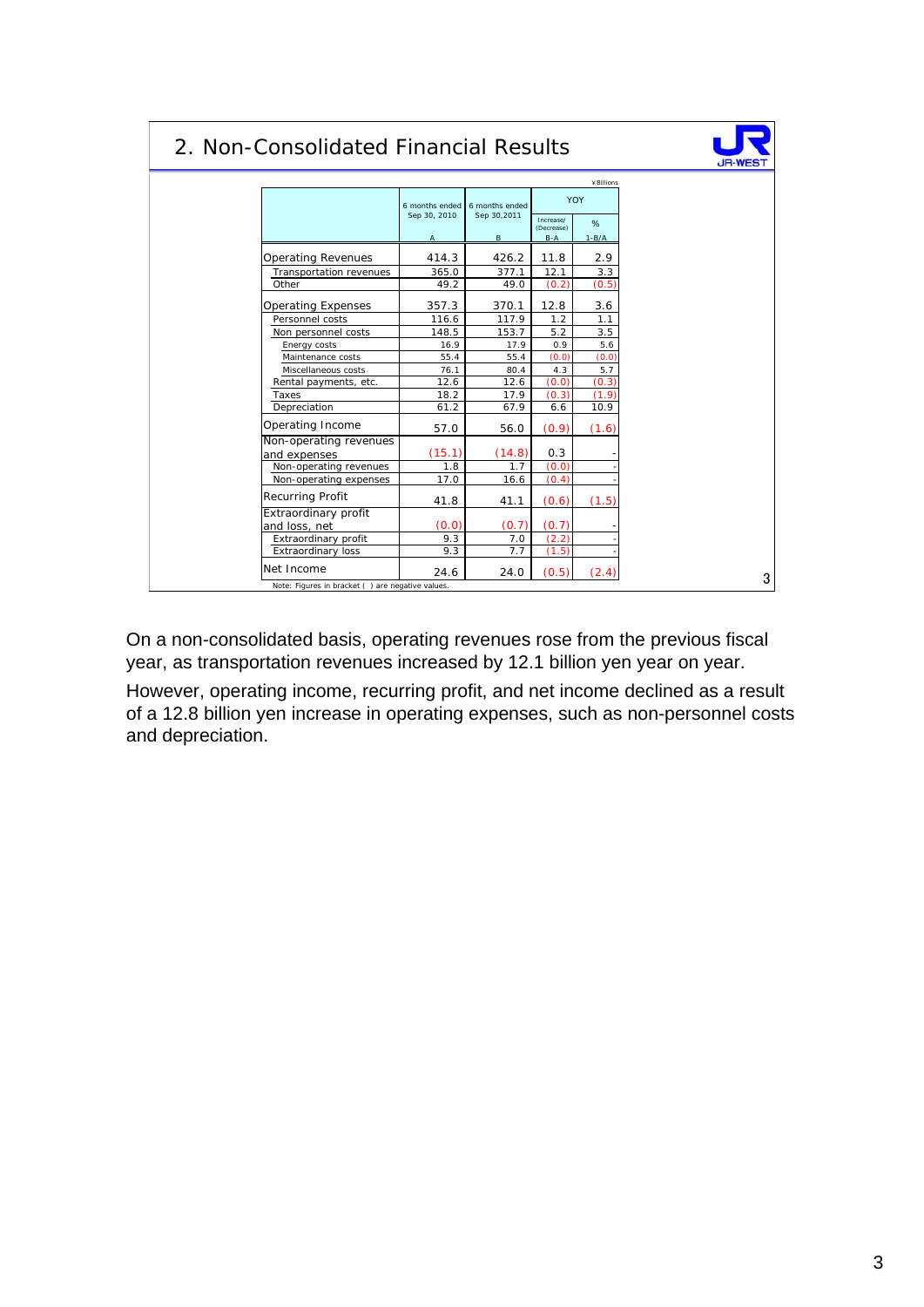## 2. Non-Consolidated Financial Results

¥Billions

| | 6 months ended Sep 30, 2010 | 6 months ended Sep 30,2011 | YOY | |
|---|---|---|---|---|
| | A | B | Increase/ (Decrease) B-A | % 1-B/A |
| Operating Revenues | 414.3 | 426.2 | 11.8 | 2.9 |
| Transportation revenues | 365.0 | 377.1 | 12.1 | 3.3 |
| Other | 49.2 | 49.0 | (0.2) | (0.5) |
| Operating Expenses | 357.3 | 370.1 | 12.8 | 3.6 |
| Personnel costs | 116.6 | 117.9 | 1.2 | 1.1 |
| Non personnel costs | 148.5 | 153.7 | 5.2 | 3.5 |
| Energy costs | 16.9 | 17.9 | 0.9 | 5.6 |
| Maintenance costs | 55.4 | 55.4 | (0.0) | (0.0) |
| Miscellaneous costs | 76.1 | 80.4 | 4.3 | 5.7 |
| Rental payments, etc. | 12.6 | 12.6 | (0.0) | (0.3) |
| Taxes | 18.2 | 17.9 | (0.3) | (1.9) |
| Depreciation | 61.2 | 67.9 | 6.6 | 10.9 |
| Operating Income | 57.0 | 56.0 | (0.9) | (1.6) |
| Non-operating revenues and expenses | (15.1) | (14.8) | 0.3 | - |
| Non-operating revenues | 1.8 | 1.7 | (0.0) | - |
| Non-operating expenses | 17.0 | 16.6 | (0.4) | - |
| Recurring Profit | 41.8 | 41.1 | (0.6) | (1.5) |
| Extraordinary profit and loss, net | (0.0) | (0.7) | (0.7) | - |
| Extraordinary profit | 9.3 | 7.0 | (2.2) | - |
| Extraordinary loss | 9.3 | 7.7 | (1.5) | - |
| Net Income | 24.6 | 24.0 | (0.5) | (2.4) |

Note: Figures in bracket ( ) are negative values.

On a non-consolidated basis, operating revenues rose from the previous fiscal year, as transportation revenues increased by 12.1 billion yen year on year.

However, operating income, recurring profit, and net income declined as a result of a 12.8 billion yen increase in operating expenses, such as non-personnel costs and depreciation.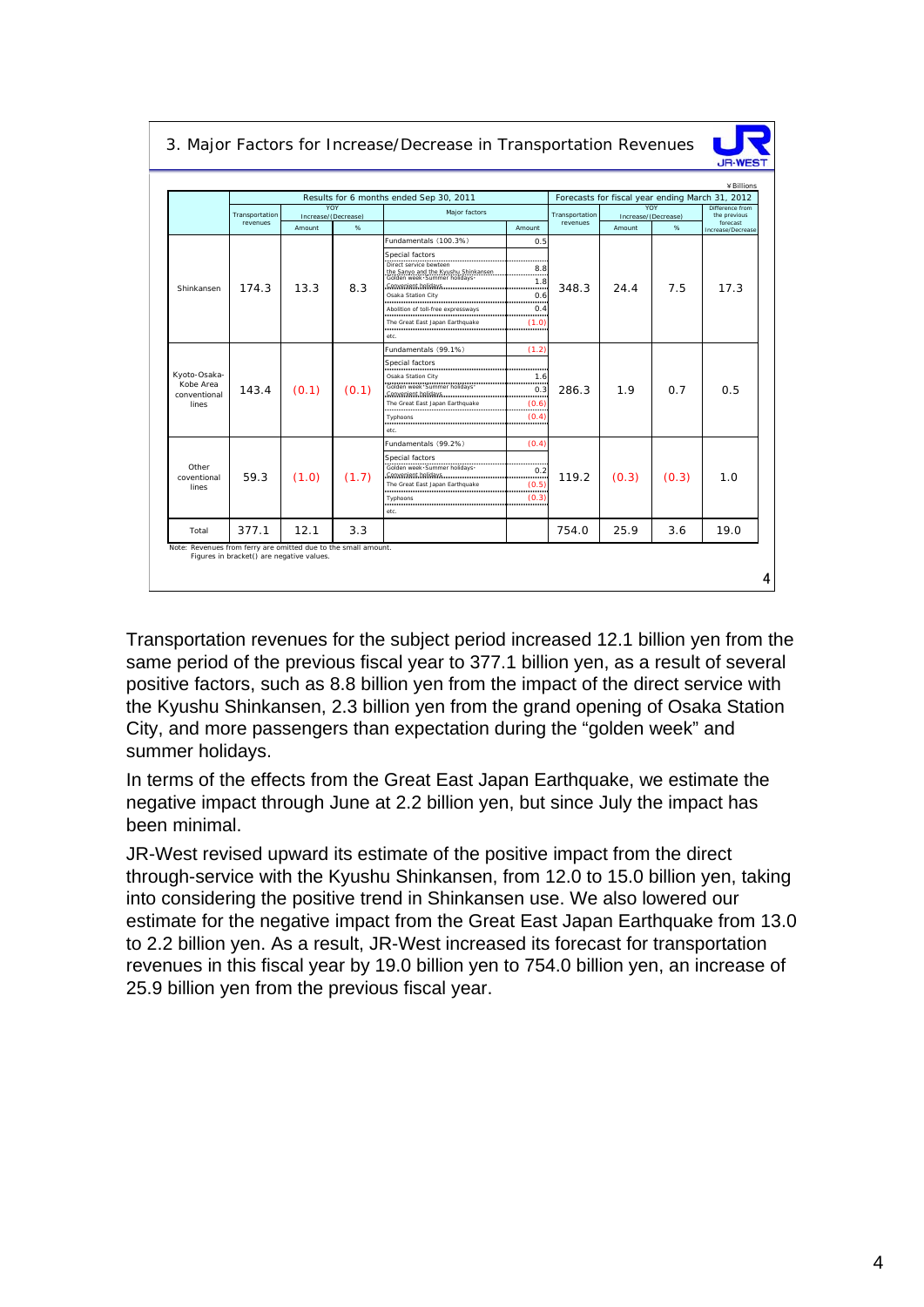## 3. Major Factors for Increase/Decrease in Transportation Revenues

¥Billions

| | Results for 6 months ended Sep 30, 2011 | | | | | Forecasts for fiscal year ending March 31, 2012 | | | |
|---|---|---|---|---|---|---|---|---|---|
| | Transportation revenues | YOY Increase/(Decrease) Amount | YOY Increase/(Decrease) % | Major factors | Amount | Transportation revenues | YOY Increase/(Decrease) Amount | YOY Increase/(Decrease) % | Difference from the previous forecast Increase/Decrease |
| Shinkansen | 174.3 | 13.3 | 8.3 | Fundamentals (100.3%) | 0.5 | 348.3 | 24.4 | 7.5 | 17.3 |
| | | | | Special factors | | | | | |
| | | | | Direct service beetween the Sanyo and the Kyushu Shinkansen | 8.8 | | | | |
| | | | | Golden week･Summer holidays･Consecutive holidays | 1.8 | | | | |
| | | | | Osaka Station City | 0.6 | | | | |
| | | | | Abolition of toll-free expressways | 0.4 | | | | |
| | | | | The Great East Japan Earthquake | (1.0) | | | | |
| | | | | etc. | | | | | |
| Kyoto-Osaka-Kobe Area conventional lines | 143.4 | (0.1) | (0.1) | Fundamentals (99.1%) | (1.2) | 286.3 | 1.9 | 0.7 | 0.5 |
| | | | | Special factors | | | | | |
| | | | | Osaka Station City | 1.6 | | | | |
| | | | | Golden week･Summer holidays･Consecutive holidays | 0.3 | | | | |
| | | | | The Great East Japan Earthquake | (0.6) | | | | |
| | | | | Typhoons | (0.4) | | | | |
| | | | | etc. | | | | | |
| Other coventional lines | 59.3 | (1.0) | (1.7) | Fundamentals (99.2%) | (0.4) | 119.2 | (0.3) | (0.3) | 1.0 |
| | | | | Special factors | | | | | |
| | | | | Golden week･Summer holidays･Consecutive holidays | 0.2 | | | | |
| | | | | The Great East Japan Earthquake | (0.5) | | | | |
| | | | | Typhoons | (0.3) | | | | |
| | | | | etc. | | | | | |
| Total | 377.1 | 12.1 | 3.3 | | | 754.0 | 25.9 | 3.6 | 19.0 |

Note: Revenues from ferry are omitted due to the small amount.
Figures in bracket() are negative values.

Transportation revenues for the subject period increased 12.1 billion yen from the same period of the previous fiscal year to 377.1 billion yen, as a result of several positive factors, such as 8.8 billion yen from the impact of the direct service with the Kyushu Shinkansen, 2.3 billion yen from the grand opening of Osaka Station City, and more passengers than expectation during the "golden week" and summer holidays.

In terms of the effects from the Great East Japan Earthquake, we estimate the negative impact through June at 2.2 billion yen, but since July the impact has been minimal.

JR-West revised upward its estimate of the positive impact from the direct through-service with the Kyushu Shinkansen, from 12.0 to 15.0 billion yen, taking into considering the positive trend in Shinkansen use. We also lowered our estimate for the negative impact from the Great East Japan Earthquake from 13.0 to 2.2 billion yen. As a result, JR-West increased its forecast for transportation revenues in this fiscal year by 19.0 billion yen to 754.0 billion yen, an increase of 25.9 billion yen from the previous fiscal year.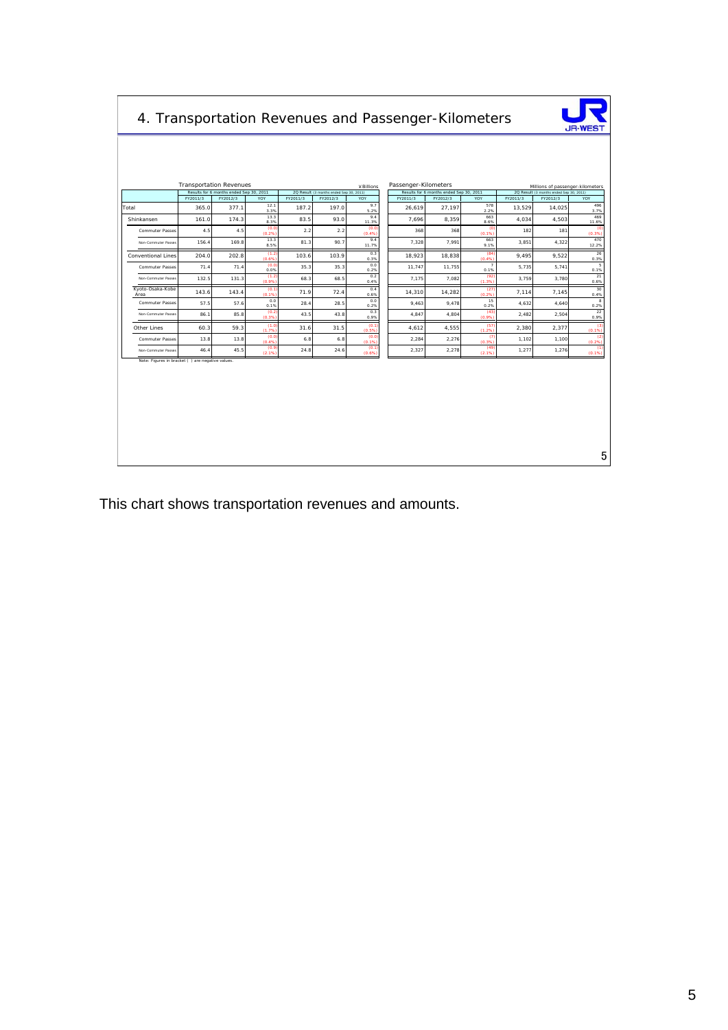# 4. Transportation Revenues and Passenger-Kilometers

Transportation Revenues (¥Billions)

| | Results for 6 months ended Sep 30, 2011 | | | 2Q Result (3 months ended Sep 30, 2011) | | |
|---|---|---|---|---|---|---|
| | FY2011/3 | FY2012/3 | YOY | FY2011/3 | FY2012/3 | YOY |
| Total | 365.0 | 377.1 | 12.1<br>3.3% | 187.2 | 197.0 | 9.7<br>5.2% |
| Shinkansen | 161.0 | 174.3 | 13.3<br>8.3% | 83.5 | 93.0 | 9.4<br>11.3% |
| Commuter Passes | 4.5 | 4.5 | (0.0)<br>(0.2%) | 2.2 | 2.2 | (0.0)<br>(0.4%) |
| Non-Commuter Passes | 156.4 | 169.8 | 13.3<br>8.5% | 81.3 | 90.7 | 9.4<br>11.7% |
| Conventional Lines | 204.0 | 202.8 | (1.2)<br>(0.6%) | 103.6 | 103.9 | 0.3<br>0.3% |
| Commuter Passes | 71.4 | 71.4 | (0.0)<br>0.0% | 35.3 | 35.3 | 0.0<br>0.2% |
| Non-Commuter Passes | 132.5 | 131.3 | (1.2)<br>(0.9%) | 68.3 | 68.5 | 0.2<br>0.4% |
| Kyoto-Osaka-Kobe Area | 143.6 | 143.4 | (0.1)<br>(0.1%) | 71.9 | 72.4 | 0.4<br>0.6% |
| Commuter Passes | 57.5 | 57.6 | 0.0<br>0.1% | 28.4 | 28.5 | 0.0<br>0.2% |
| Non-Commuter Passes | 86.1 | 85.8 | (0.2)<br>(0.3%) | 43.5 | 43.8 | 0.3<br>0.9% |
| Other Lines | 60.3 | 59.3 | (1.0)<br>(1.7%) | 31.6 | 31.5 | (0.1)<br>(0.5%) |
| Commuter Passes | 13.8 | 13.8 | (0.0)<br>(0.4%) | 6.8 | 6.8 | (0.0)<br>(0.3%) |
| Non-Commuter Passes | 46.4 | 45.5 | (0.9)<br>(2.1%) | 24.8 | 24.6 | (0.1)<br>(0.6%) |

Passenger-Kilometers (Millions of passenger-kilometers)

| | Results for 6 months ended Sep 30, 2011 | | | 2Q Result (3 months ended Sep 30, 2011) | | |
|---|---|---|---|---|---|---|
| | FY2011/3 | FY2012/3 | YOY | FY2011/3 | FY2012/3 | YOY |
| Total | 26,619 | 27,197 | 578<br>2.2% | 13,529 | 14,025 | 496<br>3.7% |
| Shinkansen | 7,696 | 8,359 | 663<br>8.6% | 4,034 | 4,503 | 469<br>11.6% |
| Commuter Passes | 368 | 368 | (0)<br>(0.1%) | 182 | 181 | (0)<br>(0.3%) |
| Non-Commuter Passes | 7,328 | 7,991 | 663<br>9.1% | 3,851 | 4,322 | 470<br>12.2% |
| Conventional Lines | 18,923 | 18,838 | (84)<br>(0.4%) | 9,495 | 9,522 | 26<br>0.3% |
| Commuter Passes | 11,747 | 11,755 | 7<br>0.1% | 5,735 | 5,741 | 5<br>0.1% |
| Non-Commuter Passes | 7,175 | 7,082 | (92)<br>(1.3%) | 3,759 | 3,780 | 21<br>0.6% |
| Kyoto-Osaka-Kobe Area | 14,310 | 14,282 | (27)<br>(0.2%) | 7,114 | 7,145 | 30<br>0.4% |
| Commuter Passes | 9,463 | 9,478 | 15<br>0.2% | 4,632 | 4,640 | 8<br>0.2% |
| Non-Commuter Passes | 4,847 | 4,804 | (43)<br>(0.9%) | 2,482 | 2,504 | 22<br>0.9% |
| Other Lines | 4,612 | 4,555 | (57)<br>(1.2%) | 2,380 | 2,377 | (3)<br>(0.1%) |
| Commuter Passes | 2,284 | 2,276 | (7)<br>(0.3%) | 1,102 | 1,100 | (2)<br>(0.2%) |
| Non-Commuter Passes | 2,327 | 2,278 | (49)<br>(2.1%) | 1,277 | 1,276 | (1)<br>(0.1%) |

Note: Figures in bracket ( ) are negative values.

This chart shows transportation revenues and amounts.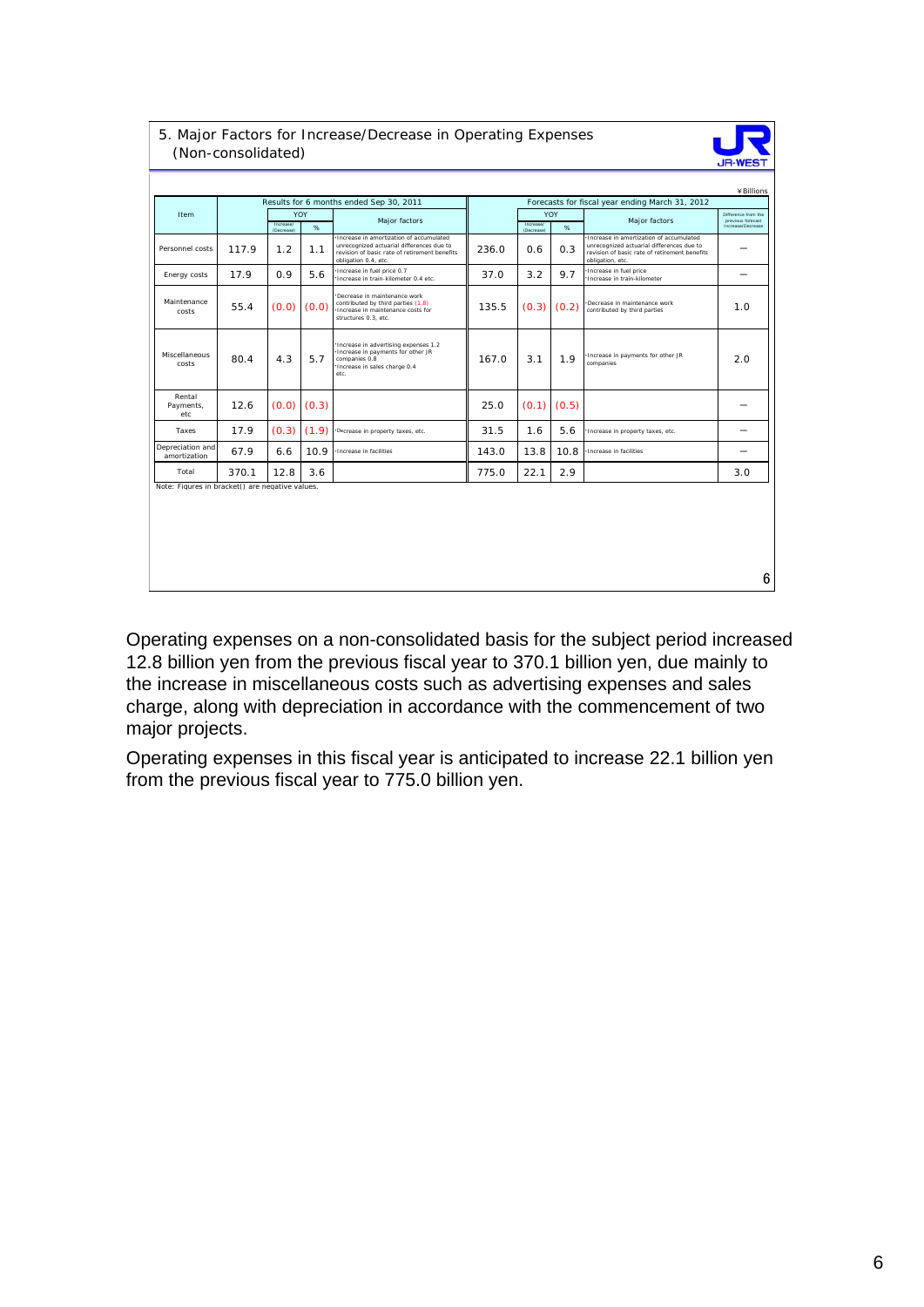## 5. Major Factors for Increase/Decrease in Operating Expenses (Non-consolidated)

¥Billions

| Item | Results for 6 months ended Sep 30, 2011 | | | | Forecasts for fiscal year ending March 31, 2012 | | | | |
|---|---|---|---|---|---|---|---|---|---|
| | | YOY | | Major factors | | YOY | | Major factors | Difference from the previous forecast Increase/Decrease |
| | | Increase/(Decrease) | % | | | Increase/(Decrease) | % | | |
| Personnel costs | 117.9 | 1.2 | 1.1 | ･Increase in amortization of accumulated unrecognized actuarial differences due to revision of basic rate of retirement benefits obligation 0.4, etc. | 236.0 | 0.6 | 0.3 | ･Increase in amortization of accumulated unrecognized actuarial differences due to revision of basic rate of retirement benefits obligation, etc. | － |
| Energy costs | 17.9 | 0.9 | 5.6 | ･Increase in fuel price 0.7<br>･Increase in train-kilometer 0.4 etc. | 37.0 | 3.2 | 9.7 | ･Increase in fuel price<br>･Increase in train-kilometer | － |
| Maintenance costs | 55.4 | (0.0) | (0.0) | ･Decrease in maintenance work contributed by third parties (1.8)<br>･Increase in maintenance costs for structures 0.3, etc. | 135.5 | (0.3) | (0.2) | ･Decrease in maintenance work contributed by third parties | 1.0 |
| Miscellaneous costs | 80.4 | 4.3 | 5.7 | ･Increase in advertising expenses 1.2<br>･Increase in payments for other JR companies 0.8<br>･Increase in sales charge 0.4<br>etc. | 167.0 | 3.1 | 1.9 | ･Increase in payments for other JR companies | 2.0 |
| Rental Payments, etc | 12.6 | (0.0) | (0.3) | | 25.0 | (0.1) | (0.5) | | － |
| Taxes | 17.9 | (0.3) | (1.9) | ･Decrease in property taxes, etc. | 31.5 | 1.6 | 5.6 | ･Increase in property taxes, etc. | － |
| Depreciation and amortization | 67.9 | 6.6 | 10.9 | ･Increase in facilities | 143.0 | 13.8 | 10.8 | ･Increase in facilities | － |
| Total | 370.1 | 12.8 | 3.6 | | 775.0 | 22.1 | 2.9 | | 3.0 |

Note: Figures in bracket() are negative values.

Operating expenses on a non-consolidated basis for the subject period increased 12.8 billion yen from the previous fiscal year to 370.1 billion yen, due mainly to the increase in miscellaneous costs such as advertising expenses and sales charge, along with depreciation in accordance with the commencement of two major projects.

Operating expenses in this fiscal year is anticipated to increase 22.1 billion yen from the previous fiscal year to 775.0 billion yen.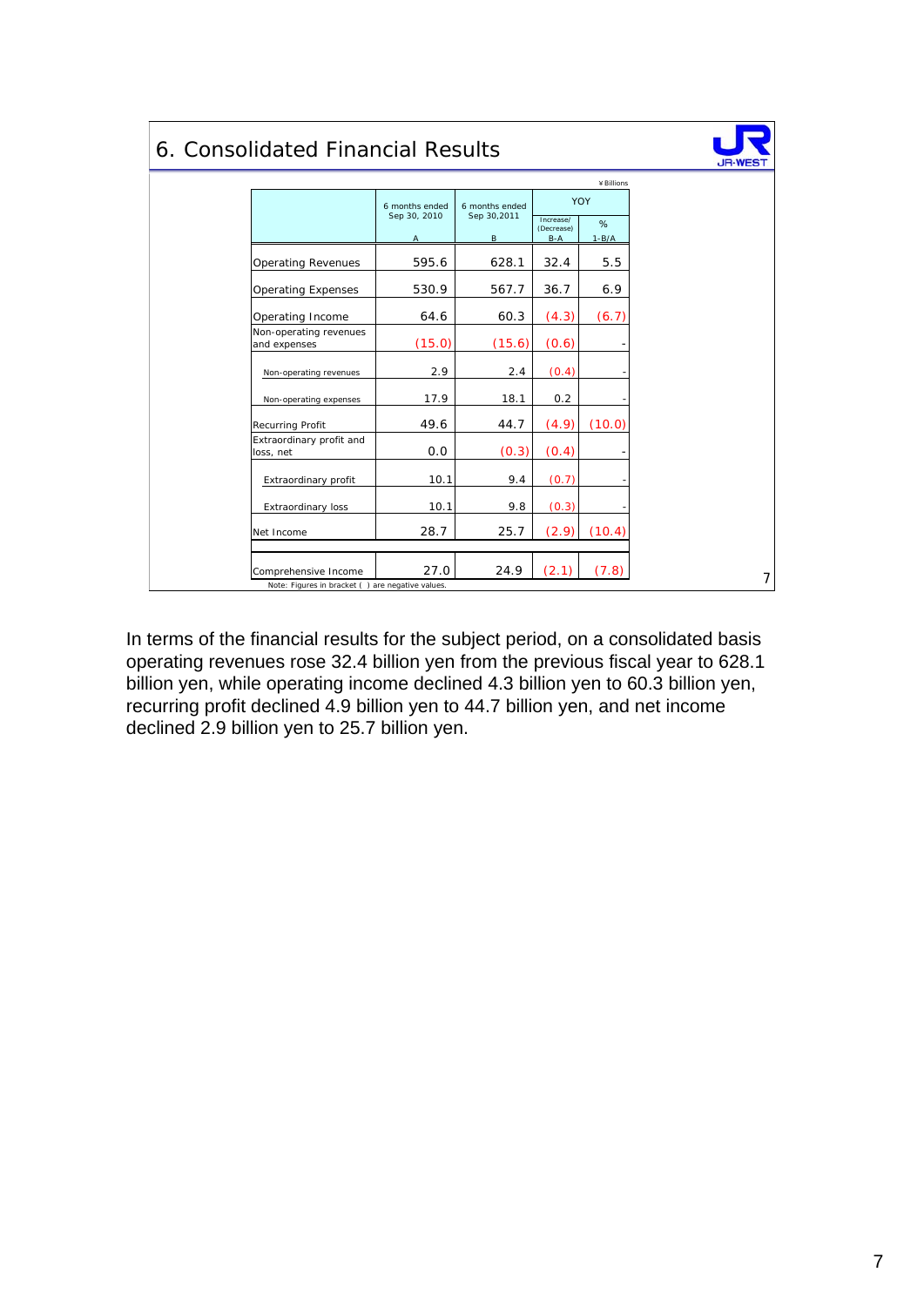## 6. Consolidated Financial Results

¥Billions

| | 6 months ended Sep 30, 2010 | 6 months ended Sep 30,2011 | YOY | |
|---|---|---|---|---|
| | A | B | Increase/ (Decrease) B-A | % 1-B/A |
| Operating Revenues | 595.6 | 628.1 | 32.4 | 5.5 |
| Operating Expenses | 530.9 | 567.7 | 36.7 | 6.9 |
| Operating Income | 64.6 | 60.3 | (4.3) | (6.7) |
| Non-operating revenues and expenses | (15.0) | (15.6) | (0.6) | - |
| Non-operating revenues | 2.9 | 2.4 | (0.4) | - |
| Non-operating expenses | 17.9 | 18.1 | 0.2 | - |
| Recurring Profit | 49.6 | 44.7 | (4.9) | (10.0) |
| Extraordinary profit and loss, net | 0.0 | (0.3) | (0.4) | - |
| Extraordinary profit | 10.1 | 9.4 | (0.7) | - |
| Extraordinary loss | 10.1 | 9.8 | (0.3) | - |
| Net Income | 28.7 | 25.7 | (2.9) | (10.4) |
| Comprehensive Income | 27.0 | 24.9 | (2.1) | (7.8) |

Note: Figures in bracket ( ) are negative values.

In terms of the financial results for the subject period, on a consolidated basis operating revenues rose 32.4 billion yen from the previous fiscal year to 628.1 billion yen, while operating income declined 4.3 billion yen to 60.3 billion yen, recurring profit declined 4.9 billion yen to 44.7 billion yen, and net income declined 2.9 billion yen to 25.7 billion yen.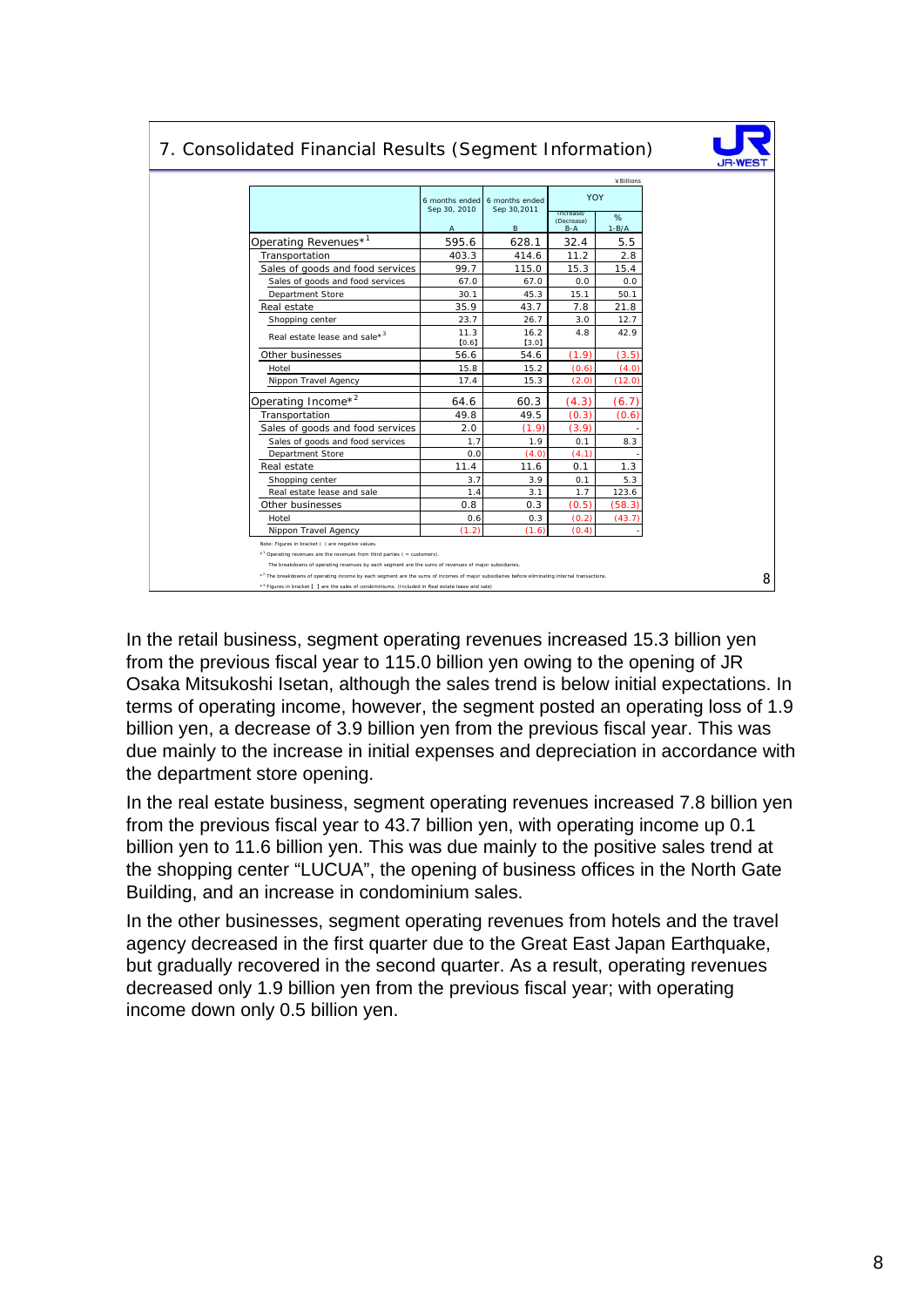## 7. Consolidated Financial Results (Segment Information)

¥Billions

| | 6 months ended Sep 30, 2010 | 6 months ended Sep 30,2011 | YOY | |
|---|---|---|---|---|
| | A | B | Increase/ (Decrease) B-A | % 1-B/A |
| Operating Revenues*1 | 595.6 | 628.1 | 32.4 | 5.5 |
| Transportation | 403.3 | 414.6 | 11.2 | 2.8 |
| Sales of goods and food services | 99.7 | 115.0 | 15.3 | 15.4 |
| Sales of goods and food services | 67.0 | 67.0 | 0.0 | 0.0 |
| Department Store | 30.1 | 45.3 | 15.1 | 50.1 |
| Real estate | 35.9 | 43.7 | 7.8 | 21.8 |
| Shopping center | 23.7 | 26.7 | 3.0 | 12.7 |
| Real estate lease and sale*3 | 11.3 [0.6] | 16.2 [3.0] | 4.8 | 42.9 |
| Other businesses | 56.6 | 54.6 | (1.9) | (3.5) |
| Hotel | 15.8 | 15.2 | (0.6) | (4.0) |
| Nippon Travel Agency | 17.4 | 15.3 | (2.0) | (12.0) |
| Operating Income*2 | 64.6 | 60.3 | (4.3) | (6.7) |
| Transportation | 49.8 | 49.5 | (0.3) | (0.6) |
| Sales of goods and food services | 2.0 | (1.9) | (3.9) | - |
| Sales of goods and food services | 1.7 | 1.9 | 0.1 | 8.3 |
| Department Store | 0.0 | (4.0) | (4.1) | - |
| Real estate | 11.4 | 11.6 | 0.1 | 1.3 |
| Shopping center | 3.7 | 3.9 | 0.1 | 5.3 |
| Real estate lease and sale | 1.4 | 3.1 | 1.7 | 123.6 |
| Other businesses | 0.8 | 0.3 | (0.5) | (58.3) |
| Hotel | 0.6 | 0.3 | (0.2) | (43.7) |
| Nippon Travel Agency | (1.2) | (1.6) | (0.4) | - |

Note: Figures in bracket ( ) are negative values.

*1 Operating revenues are the revenues from third parties ( = customers).
The breakdowns of operating revenues by each segment are the sums of revenues of major subsidiaries.

*2 The breakdowns of operating income by each segment are the sums of incomes of major subsidiaries before eliminating internal transactions.

*3 Figures in bracket [ ] are the sales of condominiums. (Included in Real estate lease and sale)

In the retail business, segment operating revenues increased 15.3 billion yen from the previous fiscal year to 115.0 billion yen owing to the opening of JR Osaka Mitsukoshi Isetan, although the sales trend is below initial expectations. In terms of operating income, however, the segment posted an operating loss of 1.9 billion yen, a decrease of 3.9 billion yen from the previous fiscal year. This was due mainly to the increase in initial expenses and depreciation in accordance with the department store opening.

In the real estate business, segment operating revenues increased 7.8 billion yen from the previous fiscal year to 43.7 billion yen, with operating income up 0.1 billion yen to 11.6 billion yen. This was due mainly to the positive sales trend at the shopping center "LUCUA", the opening of business offices in the North Gate Building, and an increase in condominium sales.

In the other businesses, segment operating revenues from hotels and the travel agency decreased in the first quarter due to the Great East Japan Earthquake, but gradually recovered in the second quarter. As a result, operating revenues decreased only 1.9 billion yen from the previous fiscal year; with operating income down only 0.5 billion yen.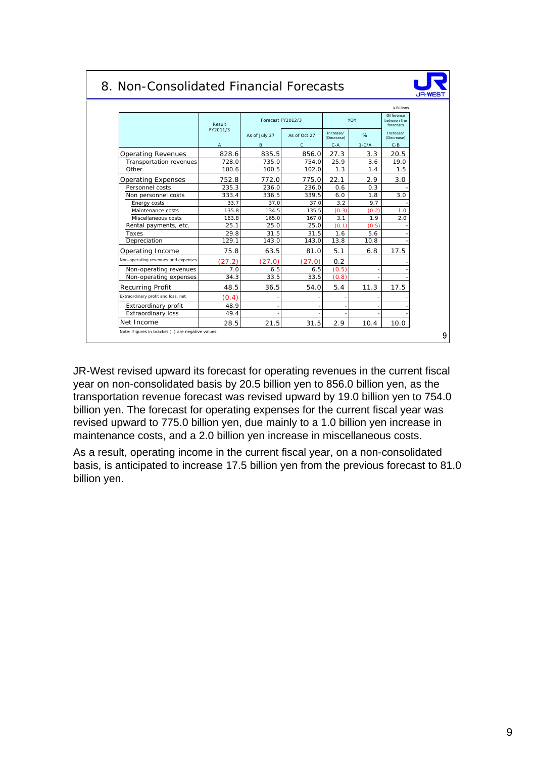## 8. Non-Consolidated Financial Forecasts

¥Billions

| | Result FY2011/3 | Forecast FY2012/3 | | YOY | | Difference between the forecasts |
|---|---|---|---|---|---|---|
| | | As of July 27 | As of Oct 27 | Increase/(Decrease) | % | Increase/(Decrease) |
| | A | B | C | C-A | 1-C/A | C-B |
| Operating Revenues | 828.6 | 835.5 | 856.0 | 27.3 | 3.3 | 20.5 |
| Transportation revenues | 728.0 | 735.0 | 754.0 | 25.9 | 3.6 | 19.0 |
| Other | 100.6 | 100.5 | 102.0 | 1.3 | 1.4 | 1.5 |
| Operating Expenses | 752.8 | 772.0 | 775.0 | 22.1 | 2.9 | 3.0 |
| Personnel costs | 235.3 | 236.0 | 236.0 | 0.6 | 0.3 | - |
| Non personnel costs | 333.4 | 336.5 | 339.5 | 6.0 | 1.8 | 3.0 |
| Energy costs | 33.7 | 37.0 | 37.0 | 3.2 | 9.7 | - |
| Maintenance costs | 135.8 | 134.5 | 135.5 | (0.3) | (0.2) | 1.0 |
| Miscellaneous costs | 163.8 | 165.0 | 167.0 | 3.1 | 1.9 | 2.0 |
| Rental payments, etc. | 25.1 | 25.0 | 25.0 | (0.1) | (0.5) | - |
| Taxes | 29.8 | 31.5 | 31.5 | 1.6 | 5.6 | - |
| Depreciation | 129.1 | 143.0 | 143.0 | 13.8 | 10.8 | - |
| Operating Income | 75.8 | 63.5 | 81.0 | 5.1 | 6.8 | 17.5 |
| Non-operating revenues and expenses | (27.2) | (27.0) | (27.0) | 0.2 | - | - |
| Non-operating revenues | 7.0 | 6.5 | 6.5 | (0.5) | - | - |
| Non-operating expenses | 34.3 | 33.5 | 33.5 | (0.8) | - | - |
| Recurring Profit | 48.5 | 36.5 | 54.0 | 5.4 | 11.3 | 17.5 |
| Extraordinary profit and loss, net | (0.4) | - | - | - | - | - |
| Extraordinary profit | 48.9 | - | - | - | - | - |
| Extraordinary loss | 49.4 | - | - | - | - | - |
| Net Income | 28.5 | 21.5 | 31.5 | 2.9 | 10.4 | 10.0 |

Note: Figures in bracket ( ) are negative values.

JR-West revised upward its forecast for operating revenues in the current fiscal year on non-consolidated basis by 20.5 billion yen to 856.0 billion yen, as the transportation revenue forecast was revised upward by 19.0 billion yen to 754.0 billion yen. The forecast for operating expenses for the current fiscal year was revised upward to 775.0 billion yen, due mainly to a 1.0 billion yen increase in maintenance costs, and a 2.0 billion yen increase in miscellaneous costs.

As a result, operating income in the current fiscal year, on a non-consolidated basis, is anticipated to increase 17.5 billion yen from the previous forecast to 81.0 billion yen.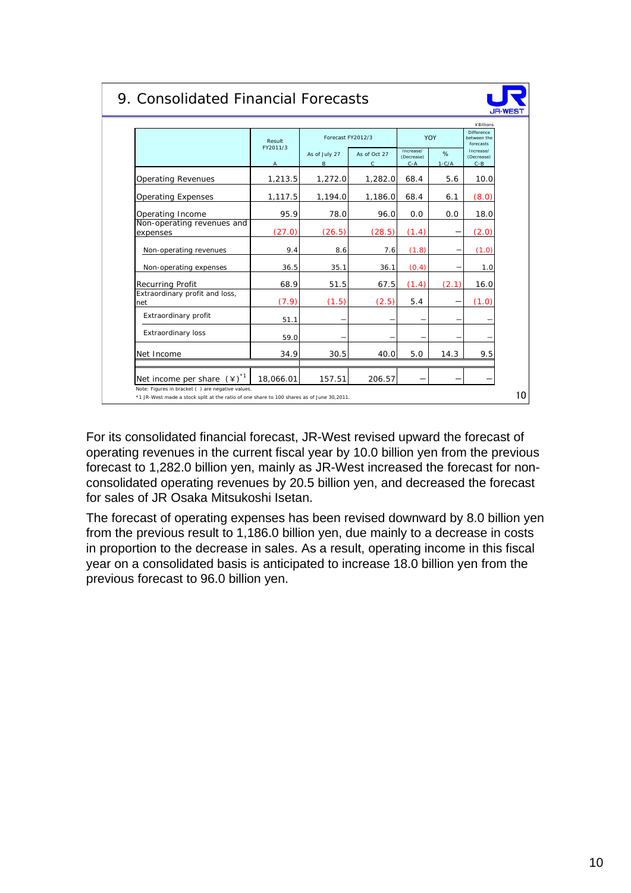# 9. Consolidated Financial Forecasts

¥Billions

| | Result FY2011/3 | Forecast FY2012/3 | | YOY | | Difference between the forecasts |
|---|---|---|---|---|---|---|
| | | As of July 27 | As of Oct 27 | Increase/(Decrease) | % | Increase/(Decrease) |
| | A | B | C | C-A | 1-C/A | C-B |
| Operating Revenues | 1,213.5 | 1,272.0 | 1,282.0 | 68.4 | 5.6 | 10.0 |
| Operating Expenses | 1,117.5 | 1,194.0 | 1,186.0 | 68.4 | 6.1 | (8.0) |
| Operating Income | 95.9 | 78.0 | 96.0 | 0.0 | 0.0 | 18.0 |
| Non-operating revenues and expenses | (27.0) | (26.5) | (28.5) | (1.4) | – | (2.0) |
| Non-operating revenues | 9.4 | 8.6 | 7.6 | (1.8) | – | (1.0) |
| Non-operating expenses | 36.5 | 35.1 | 36.1 | (0.4) | – | 1.0 |
| Recurring Profit | 68.9 | 51.5 | 67.5 | (1.4) | (2.1) | 16.0 |
| Extraordinary profit and loss, net | (7.9) | (1.5) | (2.5) | 5.4 | – | (1.0) |
| Extraordinary profit | 51.1 | – | – | – | – | – |
| Extraordinary loss | 59.0 | – | – | – | – | – |
| Net Income | 34.9 | 30.5 | 40.0 | 5.0 | 14.3 | 9.5 |
| Net income per share (¥)[*1] | 18,066.01 | 157.51 | 206.57 | – | – | – |

Note: Figures in bracket ( ) are negative values.

*1 JR-West made a stock split at the ratio of one share to 100 shares as of June 30,2011.

For its consolidated financial forecast, JR-West revised upward the forecast of operating revenues in the current fiscal year by 10.0 billion yen from the previous forecast to 1,282.0 billion yen, mainly as JR-West increased the forecast for non-consolidated operating revenues by 20.5 billion yen, and decreased the forecast for sales of JR Osaka Mitsukoshi Isetan.

The forecast of operating expenses has been revised downward by 8.0 billion yen from the previous result to 1,186.0 billion yen, due mainly to a decrease in costs in proportion to the decrease in sales. As a result, operating income in this fiscal year on a consolidated basis is anticipated to increase 18.0 billion yen from the previous forecast to 96.0 billion yen.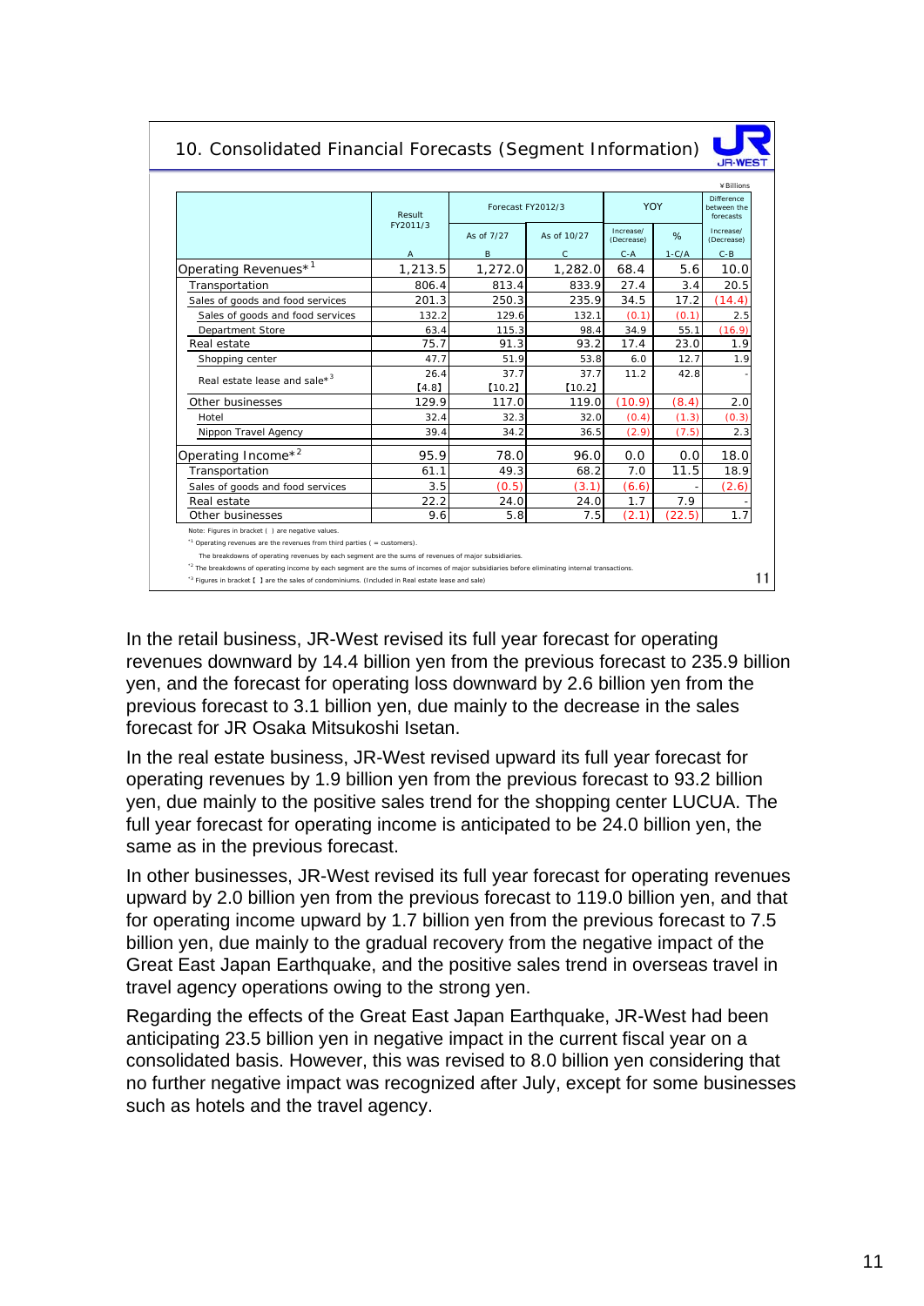## 10. Consolidated Financial Forecasts (Segment Information)

¥Billions

| | Result FY2011/3 | Forecast FY2012/3 | | YOY | | Difference between the forecasts |
|---|---|---|---|---|---|---|
| | | As of 7/27 | As of 10/27 | Increase/ (Decrease) | % | Increase/ (Decrease) |
| | A | B | C | C-A | 1-C/A | C-B |
| Operating Revenues*1 | 1,213.5 | 1,272.0 | 1,282.0 | 68.4 | 5.6 | 10.0 |
| Transportation | 806.4 | 813.4 | 833.9 | 27.4 | 3.4 | 20.5 |
| Sales of goods and food services | 201.3 | 250.3 | 235.9 | 34.5 | 17.2 | (14.4) |
| Sales of goods and food services | 132.2 | 129.6 | 132.1 | (0.1) | (0.1) | 2.5 |
| Department Store | 63.4 | 115.3 | 98.4 | 34.9 | 55.1 | (16.9) |
| Real estate | 75.7 | 91.3 | 93.2 | 17.4 | 23.0 | 1.9 |
| Shopping center | 47.7 | 51.9 | 53.8 | 6.0 | 12.7 | 1.9 |
| Real estate lease and sale*3 | 26.4 【4.8】 | 37.7 【10.2】 | 37.7 【10.2】 | 11.2 | 42.8 | - |
| Other businesses | 129.9 | 117.0 | 119.0 | (10.9) | (8.4) | 2.0 |
| Hotel | 32.4 | 32.3 | 32.0 | (0.4) | (1.3) | (0.3) |
| Nippon Travel Agency | 39.4 | 34.2 | 36.5 | (2.9) | (7.5) | 2.3 |
| Operating Income*2 | 95.9 | 78.0 | 96.0 | 0.0 | 0.0 | 18.0 |
| Transportation | 61.1 | 49.3 | 68.2 | 7.0 | 11.5 | 18.9 |
| Sales of goods and food services | 3.5 | (0.5) | (3.1) | (6.6) | - | (2.6) |
| Real estate | 22.2 | 24.0 | 24.0 | 1.7 | 7.9 | - |
| Other businesses | 9.6 | 5.8 | 7.5 | (2.1) | (22.5) | 1.7 |

Note: Figures in bracket ( ) are negative values.

*1 Operating revenues are the revenues from third parties ( = customers).

The breakdowns of operating revenues by each segment are the sums of revenues of major subsidiaries.

*2 The breakdowns of operating income by each segment are the sums of incomes of major subsidiaries before eliminating internal transactions.

*3 Figures in bracket 【 】 are the sales of condominiums. (Included in Real estate lease and sale)

In the retail business, JR-West revised its full year forecast for operating revenues downward by 14.4 billion yen from the previous forecast to 235.9 billion yen, and the forecast for operating loss downward by 2.6 billion yen from the previous forecast to 3.1 billion yen, due mainly to the decrease in the sales forecast for JR Osaka Mitsukoshi Isetan.

In the real estate business, JR-West revised upward its full year forecast for operating revenues by 1.9 billion yen from the previous forecast to 93.2 billion yen, due mainly to the positive sales trend for the shopping center LUCUA. The full year forecast for operating income is anticipated to be 24.0 billion yen, the same as in the previous forecast.

In other businesses, JR-West revised its full year forecast for operating revenues upward by 2.0 billion yen from the previous forecast to 119.0 billion yen, and that for operating income upward by 1.7 billion yen from the previous forecast to 7.5 billion yen, due mainly to the gradual recovery from the negative impact of the Great East Japan Earthquake, and the positive sales trend in overseas travel in travel agency operations owing to the strong yen.

Regarding the effects of the Great East Japan Earthquake, JR-West had been anticipating 23.5 billion yen in negative impact in the current fiscal year on a consolidated basis. However, this was revised to 8.0 billion yen considering that no further negative impact was recognized after July, except for some businesses such as hotels and the travel agency.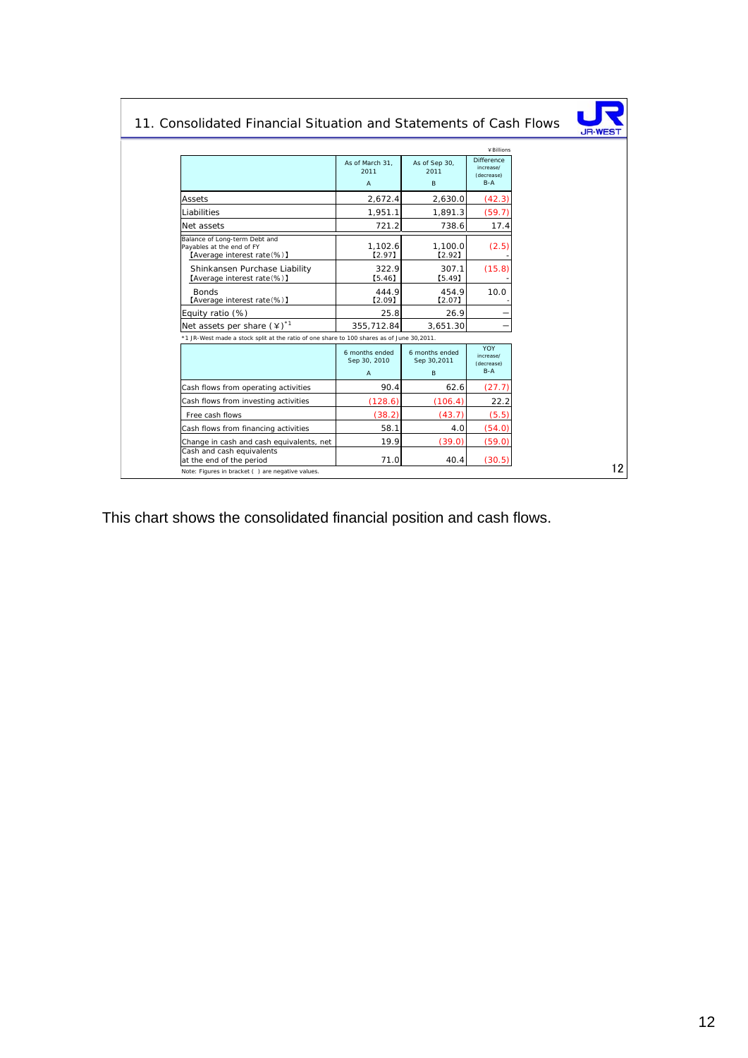## 11. Consolidated Financial Situation and Statements of Cash Flows

¥Billions

| | As of March 31, 2011<br>A | As of Sep 30, 2011<br>B | Difference increase/ (decrease)<br>B-A |
|---|---|---|---|
| Assets | 2,672.4 | 2,630.0 | (42.3) |
| Liabilities | 1,951.1 | 1,891.3 | (59.7) |
| Net assets | 721.2 | 738.6 | 17.4 |
| Balance of Long-term Debt and Payables at the end of FY<br>【Average interest rate(%)】 | 1,102.6<br>【2.97】 | 1,100.0<br>【2.92】 | (2.5)<br>- |
| Shinkansen Purchase Liability<br>【Average interest rate(%)】 | 322.9<br>【5.46】 | 307.1<br>【5.49】 | (15.8)<br>- |
| Bonds<br>【Average interest rate(%)】 | 444.9<br>【2.09】 | 454.9<br>【2.07】 | 10.0<br>- |
| Equity ratio (%) | 25.8 | 26.9 | – |
| Net assets per share (¥)[*1] | 355,712.84 | 3,651.30 | – |

*1 JR-West made a stock split at the ratio of one share to 100 shares as of June 30,2011.

| | 6 months ended Sep 30, 2010<br>A | 6 months ended Sep 30,2011<br>B | YOY increase/ (decrease)<br>B-A |
|---|---|---|---|
| Cash flows from operating activities | 90.4 | 62.6 | (27.7) |
| Cash flows from investing activities | (128.6) | (106.4) | 22.2 |
| Free cash flows | (38.2) | (43.7) | (5.5) |
| Cash flows from financing activities | 58.1 | 4.0 | (54.0) |
| Change in cash and cash equivalents, net | 19.9 | (39.0) | (59.0) |
| Cash and cash equivalents at the end of the period | 71.0 | 40.4 | (30.5) |

Note: Figures in bracket ( ) are negative values.

This chart shows the consolidated financial position and cash flows.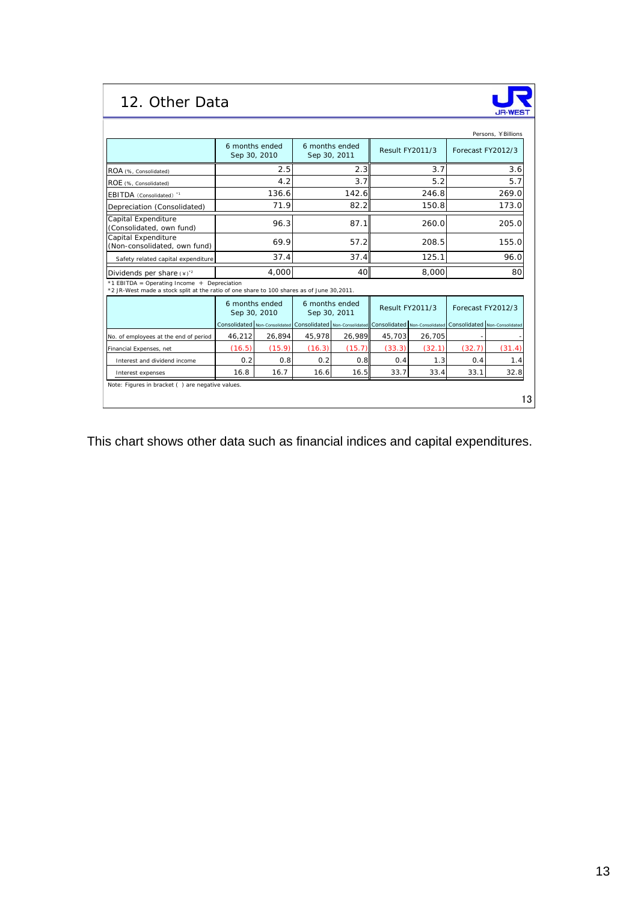# 12. Other Data

Persons, ¥Billions

| | 6 months ended Sep 30, 2010 | 6 months ended Sep 30, 2011 | Result FY2011/3 | Forecast FY2012/3 |
|---|---|---|---|---|
| ROA (%, Consolidated) | 2.5 | 2.3 | 3.7 | 3.6 |
| ROE (%, Consolidated) | 4.2 | 3.7 | 5.2 | 5.7 |
| EBITDA (Consolidated) *1 | 136.6 | 142.6 | 246.8 | 269.0 |
| Depreciation (Consolidated) | 71.9 | 82.2 | 150.8 | 173.0 |
| Capital Expenditure (Consolidated, own fund) | 96.3 | 87.1 | 260.0 | 205.0 |
| Capital Expenditure (Non-consolidated, own fund) | 69.9 | 57.2 | 208.5 | 155.0 |
| Safety related capital expenditure | 37.4 | 37.4 | 125.1 | 96.0 |
| Dividends per share (¥) *2 | 4,000 | 40 | 8,000 | 80 |

*1 EBITDA = Operating Income + Depreciation
*2 JR-West made a stock split at the ratio of one share to 100 shares as of June 30,2011.

| | 6 months ended Sep 30, 2010 | | 6 months ended Sep 30, 2011 | | Result FY2011/3 | | Forecast FY2012/3 | |
|---|---|---|---|---|---|---|---|---|
| | Consolidated | Non-Consolidated | Consolidated | Non-Consolidated | Consolidated | Non-Consolidated | Consolidated | Non-Consolidated |
| No. of employees at the end of period | 46,212 | 26,894 | 45,978 | 26,989 | 45,703 | 26,705 | - | - |
| Financial Expenses, net | (16.5) | (15.9) | (16.3) | (15.7) | (33.3) | (32.1) | (32.7) | (31.4) |
| Interest and dividend income | 0.2 | 0.8 | 0.2 | 0.8 | 0.4 | 1.3 | 0.4 | 1.4 |
| Interest expenses | 16.8 | 16.7 | 16.6 | 16.5 | 33.7 | 33.4 | 33.1 | 32.8 |

Note: Figures in bracket ( ) are negative values.

This chart shows other data such as financial indices and capital expenditures.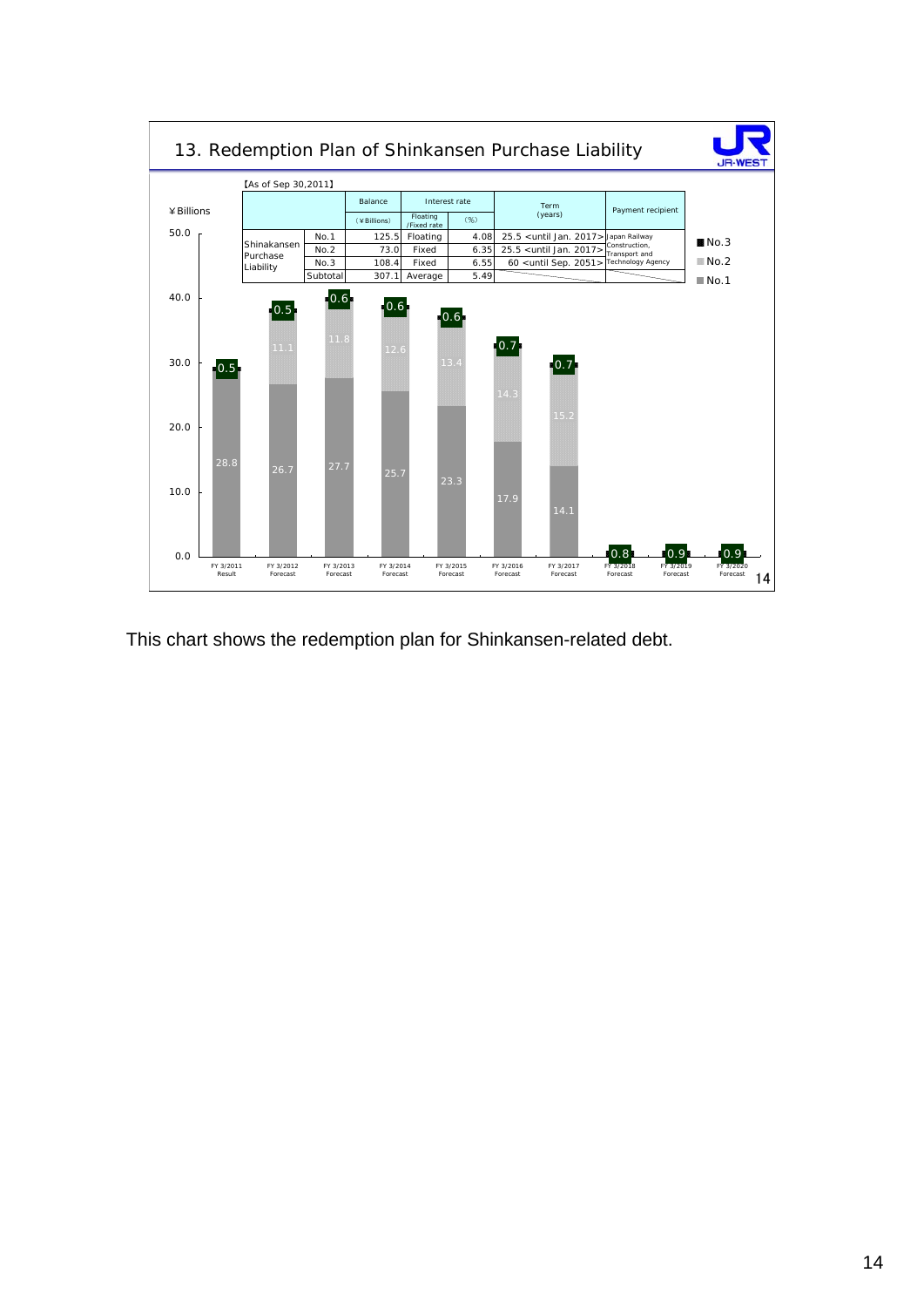## 13. Redemption Plan of Shinkansen Purchase Liability

【As of Sep 30,2011】

| | | Balance (¥Billions) | Interest rate Floating /Fixed rate | Interest rate (%) | Term (years) | Payment recipient |
|---|---|---|---|---|---|---|
| Shinkansen Purchase Liability | No.1 | 125.5 | Floating | 4.08 | 25.5 <until Jan. 2017> | Japan Railway Construction, Transport and Technology Agency |
| | No.2 | 73.0 | Fixed | 6.35 | 25.5 <until Jan. 2017> | |
| | No.3 | 108.4 | Fixed | 6.55 | 60 <until Sep. 2051> | |
| | Subtotal | 307.1 | Average | 5.49 | | |

¥Billions

| | No.1 | No.2 | No.3 |
|---|---|---|---|
| FY 3/2011 Result | 28.8 | | 0.5 |
| FY 3/2012 Forecast | 26.7 | 11.1 | 0.5 |
| FY 3/2013 Forecast | 27.7 | 11.8 | 0.6 |
| FY 3/2014 Forecast | 25.7 | 12.6 | 0.6 |
| FY 3/2015 Forecast | 23.3 | 13.4 | 0.6 |
| FY 3/2016 Forecast | 17.9 | 14.3 | 0.7 |
| FY 3/2017 Forecast | 14.1 | 15.2 | 0.7 |
| FY 3/2018 Forecast | | | 0.8 |
| FY 3/2019 Forecast | | | 0.9 |
| FY 3/2020 Forecast | | | 0.9 |

This chart shows the redemption plan for Shinkansen-related debt.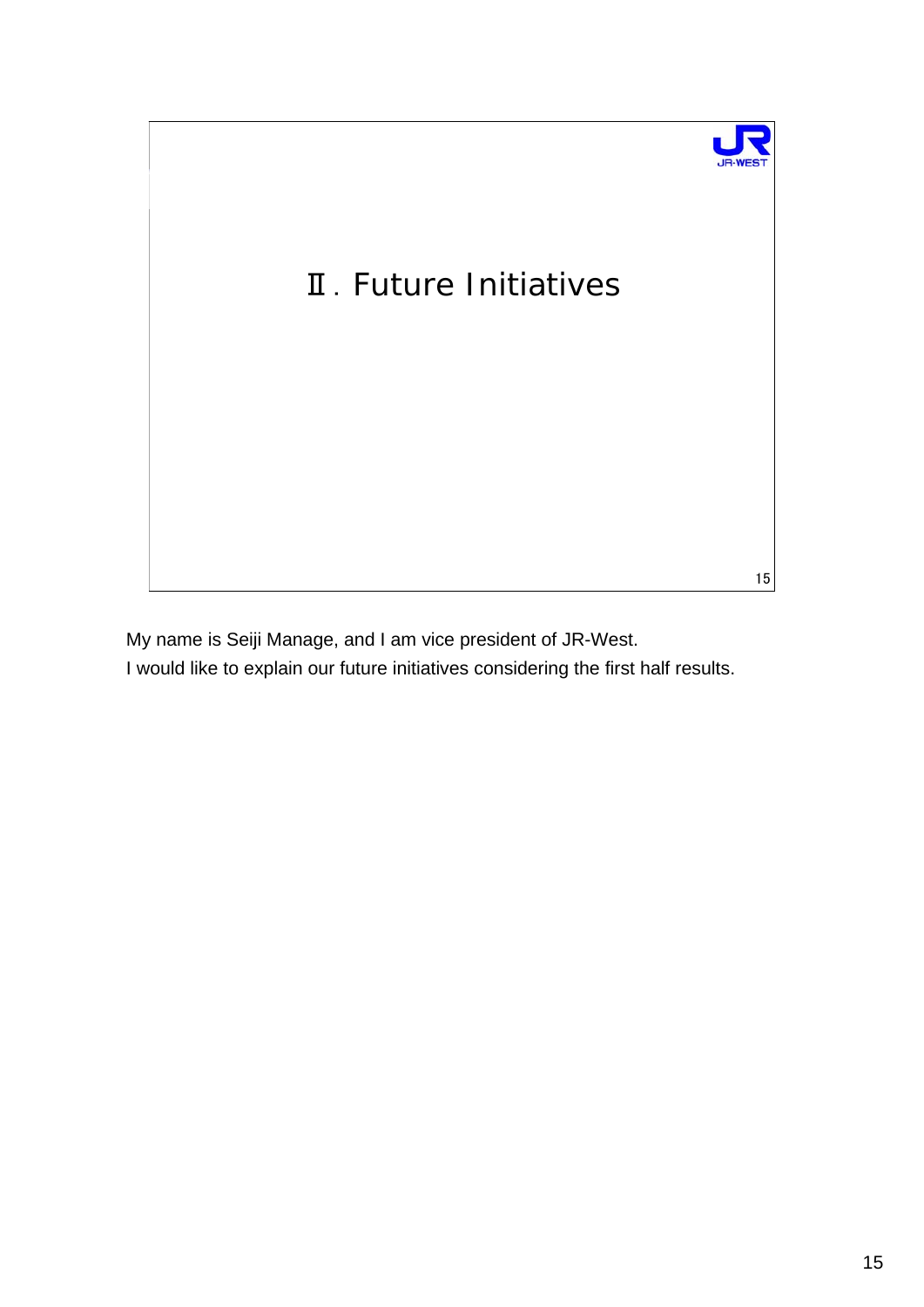# Ⅱ. Future Initiatives

My name is Seiji Manage, and I am vice president of JR-West.

I would like to explain our future initiatives considering the first half results.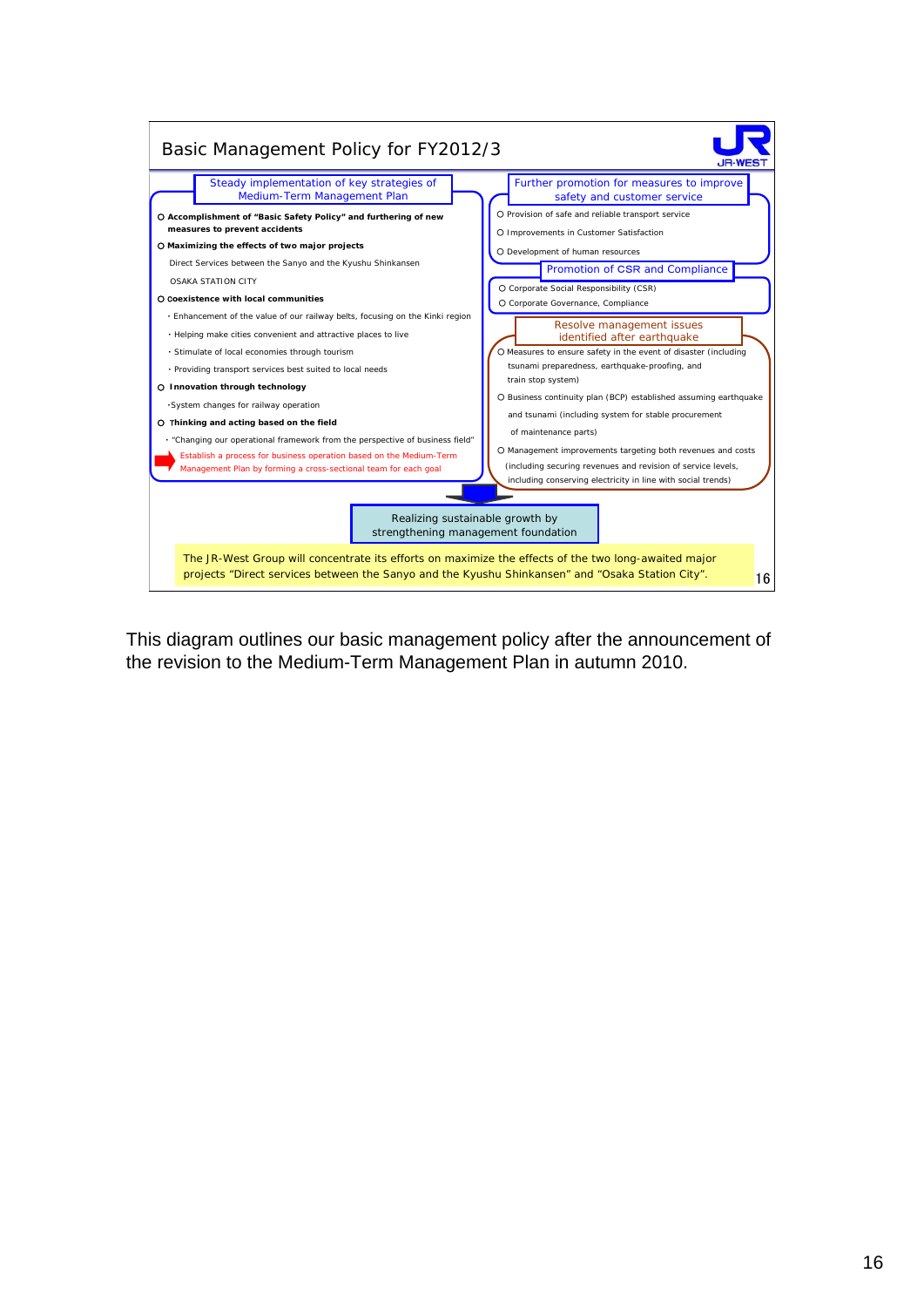## Basic Management Policy for FY2012/3

JR-WEST

**Steady implementation of key strategies of Medium-Term Management Plan**

- **Accomplishment of "Basic Safety Policy" and furthering of new measures to prevent accidents**
- **Maximizing the effects of two major projects**
  - Direct Services between the Sanyo and the Kyushu Shinkansen
  - OSAKA STATION CITY
- **Coexistence with local communities**
  - Enhancement of the value of our railway belts, focusing on the Kinki region
  - Helping make cities convenient and attractive places to live
  - Stimulate of local economies through tourism
  - Providing transport services best suited to local needs
- **Innovation through technology**
  - System changes for railway operation
- **Thinking and acting based on the field**
  - "Changing our operational framework from the perspective of business field"
  - ➡ Establish a process for business operation based on the Medium-Term Management Plan by forming a cross-sectional team for each goal

**Further promotion for measures to improve safety and customer service**

- Provision of safe and reliable transport service
- Improvements in Customer Satisfaction
- Development of human resources

**Promotion of CSR and Compliance**

- Corporate Social Responsibility (CSR)
- Corporate Governance, Compliance

**Resolve management issues identified after earthquake**

- Measures to ensure safety in the event of disaster (including tsunami preparedness, earthquake-proofing, and train stop system)
- Business continuity plan (BCP) established assuming earthquake and tsunami (including system for stable procurement of maintenance parts)
- Management improvements targeting both revenues and costs (including securing revenues and revision of service levels, including conserving electricity in line with social trends)

**Realizing sustainable growth by strengthening management foundation**

The JR-West Group will concentrate its efforts on maximize the effects of the two long-awaited major projects "Direct services between the Sanyo and the Kyushu Shinkansen" and "Osaka Station City".

This diagram outlines our basic management policy after the announcement of the revision to the Medium-Term Management Plan in autumn 2010.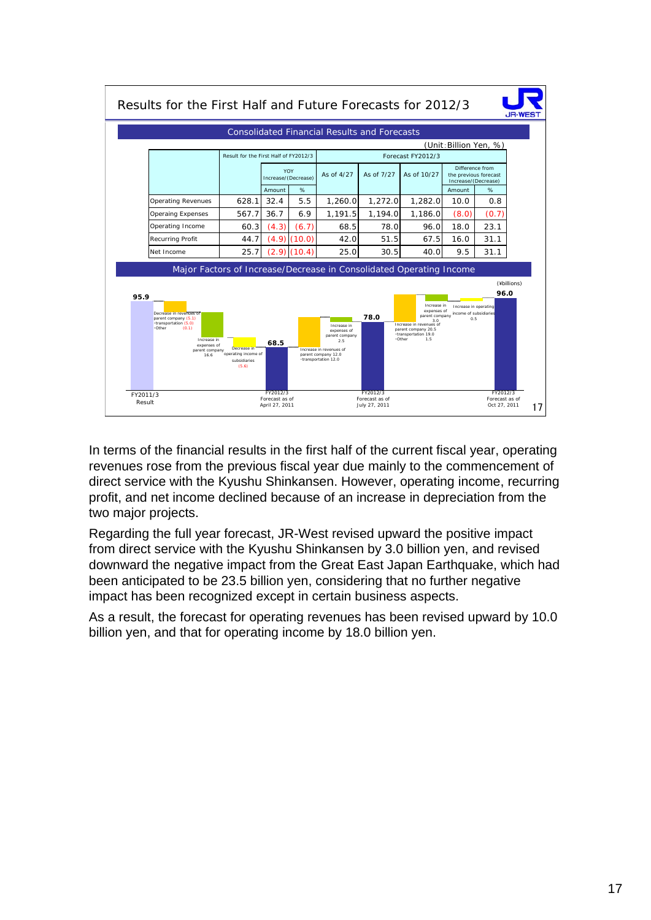## Results for the First Half and Future Forecasts for 2012/3

### Consolidated Financial Results and Forecasts

(Unit:Billion Yen, %)

| | Result for the First Half of FY2012/3 | YOY Increase/(Decrease) | | Forecast FY2012/3 | | | | |
|---|---|---|---|---|---|---|---|---|
| | | | | As of 4/27 | As of 7/27 | As of 10/27 | Difference from the previous forecast Increase/(Decrease) | |
| | | Amount | % | | | | Amount | % |
| Operating Revenues | 628.1 | 32.4 | 5.5 | 1,260.0 | 1,272.0 | 1,282.0 | 10.0 | 0.8 |
| Operaing Expenses | 567.7 | 36.7 | 6.9 | 1,191.5 | 1,194.0 | 1,186.0 | (8.0) | (0.7) |
| Operating Income | 60.3 | (4.3) | (6.7) | 68.5 | 78.0 | 96.0 | 18.0 | 23.1 |
| Recurring Profit | 44.7 | (4.9) | (10.0) | 42.0 | 51.5 | 67.5 | 16.0 | 31.1 |
| Net Income | 25.7 | (2.9) | (10.4) | 25.0 | 30.5 | 40.0 | 9.5 | 31.1 |

### Major Factors of Increase/Decrease in Consolidated Operating Income

(¥billions)

- FY2011/3 Result: 95.9
- Decrease in revenues of parent company (5.1): -transportation (5.0), -Other (0.1)
- Increase in expenses of parent company 16.6
- Decrease in operating income of subsidiaries (5.6)
- FY2012/3 Forecast as of April 27, 2011: 68.5
- Increase in revenues of parent company 12.0: -transportation 12.0
- Increase in expenses of parent company 2.5
- FY2012/3 Forecast as of July 27, 2011: 78.0
- Increase in revenues of parent company 20.5: -transportation 19.0, -Other 1.5
- Increase in expenses of parent company 3.0
- Increase in operating income of subsidiaries 0.5
- FY2012/3 Forecast as of Oct 27, 2011: 96.0

In terms of the financial results in the first half of the current fiscal year, operating revenues rose from the previous fiscal year due mainly to the commencement of direct service with the Kyushu Shinkansen. However, operating income, recurring profit, and net income declined because of an increase in depreciation from the two major projects.

Regarding the full year forecast, JR-West revised upward the positive impact from direct service with the Kyushu Shinkansen by 3.0 billion yen, and revised downward the negative impact from the Great East Japan Earthquake, which had been anticipated to be 23.5 billion yen, considering that no further negative impact has been recognized except in certain business aspects.

As a result, the forecast for operating revenues has been revised upward by 10.0 billion yen, and that for operating income by 18.0 billion yen.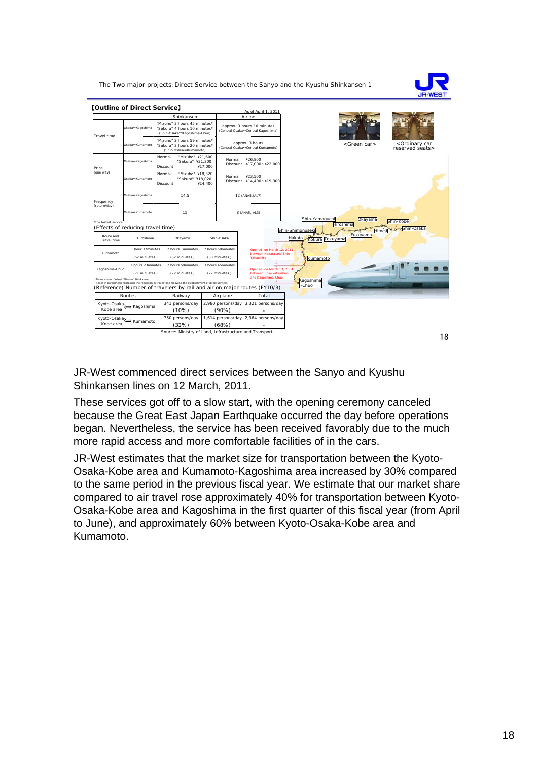The Two major projects: Direct Service between the Sanyo and the Kyushu Shinkansen 1

**【Outline of Direct Service】**

As of April 1, 2011

| | | Shinkansen | Airline |
|---|---|---|---|
| Travel time | Osaka⇔Kagoshima | "Mizuho" 3 hours 45 minutes* "Sakura" 4 hours 10 minutes* (Shin-Osaka⇔Kagoshima-Chuo) | approx. 3 hours 10 minutes (Central Osaka⇔Central Kagoshima) |
| | Osaka⇔Kumamoto | "Mizuho" 2 hours 59 minutes* "Sakura" 3 hours 20 minutes* (Shin-Osaka⇔Kumamoto) | approx. 3 hours (Central Osaka⇔Central Kumamoto) |
| Price (one way) | Osaka⇔Kagoshima | Normal "Mizuho" ¥21,600 "Sakura" ¥21,300 Discount ¥17,000 | Normal ¥26,800 Discount ¥17,000～¥22,000 |
| | Osaka⇔Kumamoto | Normal "Mizuho" ¥18,320 "Sakura" ¥18,020 Discount ¥14,400 | Normal ¥23,500 Discount ¥14,400～¥19,300 |
| Frequency (return/day) | Osaka⇔Kagoshima | 14.5 | 12 (ANA5,JAL7) |
| | Osaka⇔Kumamoto | 15 | 8 (ANA5,JAL3) |

*The fastest service

<Green car> <Ordinary car reserved seats>

(Effects of reducing travel time)

| Route and Travel time | Hiroshima | Okayama | Shin-Osaka |
|---|---|---|---|
| Kumamoto | 1 hour 37minutes (52 minuetes) | 2 hours 14minutes (52 minuetes) | 2 hours 59minutes (58 minuetes) |
| Kagoshima-Chuo | 2 hours 23minutes (71 minuetes) | 2 hours 59minutes (72 minuetes) | 3 hours 45minutes (77 minuetes) |

*Times are for fastest "Mizuho" Shinkansen
Times in parenthesis represent the reduction in travel time following the establishment of direct services.

Opened on March 12, 2011 between Hakata and Shin-Yatsushiro

Opened on March 13, 2004 between Shin-Yatsushiro and Kagoshima-Chuo

(Reference) Number of travelers by rail and air on major routes (FY10/3)

| Routes | Railway | Airplane | Total |
|---|---|---|---|
| Kyoto-Osaka-Kobe area ⇔ Kagoshima | 341 persons/day (10%) | 2,980 persons/day (90%) | 3,321 persons/day - |
| Kyoto-Osaka-Kobe area ⇔ Kumamoto | 750 persons/day (32%) | 1,614 persons/day (68%) | 2,364 persons/day - |

Source: Ministry of Land, Infrastructure and Transport

JR-West commenced direct services between the Sanyo and Kyushu Shinkansen lines on 12 March, 2011.

These services got off to a slow start, with the opening ceremony canceled because the Great East Japan Earthquake occurred the day before operations began. Nevertheless, the service has been received favorably due to the much more rapid access and more comfortable facilities of in the cars.

JR-West estimates that the market size for transportation between the Kyoto-Osaka-Kobe area and Kumamoto-Kagoshima area increased by 30% compared to the same period in the previous fiscal year. We estimate that our market share compared to air travel rose approximately 40% for transportation between Kyoto-Osaka-Kobe area and Kagoshima in the first quarter of this fiscal year (from April to June), and approximately 60% between Kyoto-Osaka-Kobe area and Kumamoto.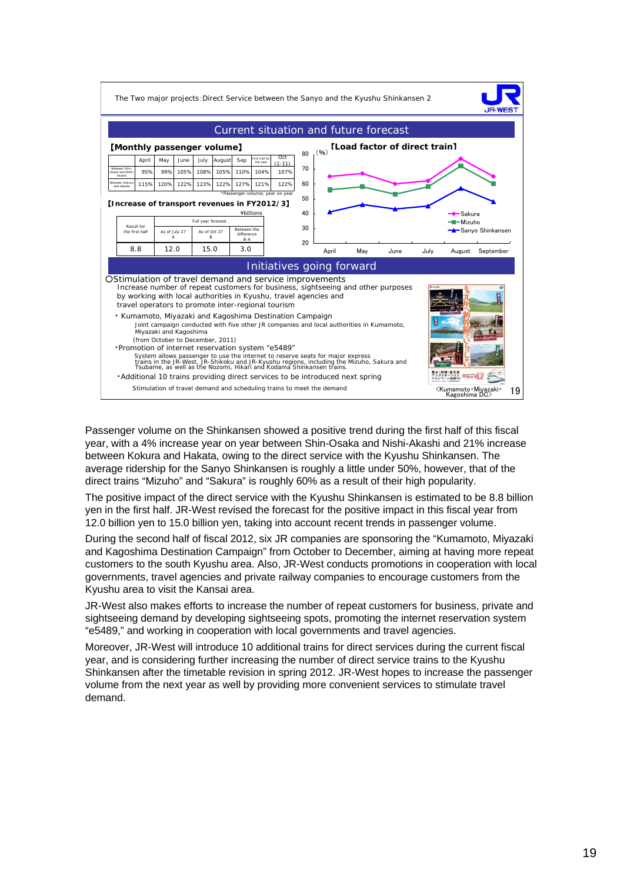The Two major projects: Direct Service between the Sanyo and the Kyushu Shinkansen 2

## Current situation and future forecast

**【Monthly passenger volume】**

| | April | May | June | July | August | Sep | First half for the year | Oct (1-11) |
|---|---|---|---|---|---|---|---|---|
| Between Shin-Osaka and Nishi-Akashi | 95% | 99% | 105% | 108% | 105% | 110% | 104% | 107% |
| Between Kokura and Hakata | 115% | 120% | 122% | 123% | 122% | 127% | 121% | 122% |

*Passenger volume; year on year

**【Increase of transport revenues in FY2012/3】**

¥billions

| Result for the first half | Full year forecast | | |
|---|---|---|---|
| | As of July 27 A | As of Oct 27 B | Between the difference B-A |
| 8.8 | 12.0 | 15.0 | 3.0 |

**【Load factor of direct train】**

(%) — Sakura, Mizuho, Sanyo Shinkansen; April, May, June, July, August, September

## Initiatives going forward

○Stimulation of travel demand and service improvements
Increase number of repeat customers for business, sightseeing and other purposes by working with local authorities in Kyushu, travel agencies and travel operators to promote inter-regional tourism

- Kumamoto, Miyazaki and Kagoshima Destination Campaign
  Joint campaign conducted with five other JR companies and local authorities in Kumamoto, Miyazaki and Kagoshima
  (from October to December, 2011)
- Promotion of internet reservation system "e5489"
  System allows passenger to use the internet to reserve seats for major express trains in the JR-West, JR-Shikoku and JR-Kyushu regions, including the Mizuho, Sakura and Tsubame, as well as the Nozomi, Hikari and Kodama Shinkansen trains.
- Additional 10 trains providing direct services to be introduced next spring

Stimulation of travel demand and scheduling trains to meet the demand

<Kumamoto・Miyazaki・Kagoshima DC>

Passenger volume on the Shinkansen showed a positive trend during the first half of this fiscal year, with a 4% increase year on year between Shin-Osaka and Nishi-Akashi and 21% increase between Kokura and Hakata, owing to the direct service with the Kyushu Shinkansen. The average ridership for the Sanyo Shinkansen is roughly a little under 50%, however, that of the direct trains "Mizuho" and "Sakura" is roughly 60% as a result of their high popularity.

The positive impact of the direct service with the Kyushu Shinkansen is estimated to be 8.8 billion yen in the first half. JR-West revised the forecast for the positive impact in this fiscal year from 12.0 billion yen to 15.0 billion yen, taking into account recent trends in passenger volume.

During the second half of fiscal 2012, six JR companies are sponsoring the "Kumamoto, Miyazaki and Kagoshima Destination Campaign" from October to December, aiming at having more repeat customers to the south Kyushu area. Also, JR-West conducts promotions in cooperation with local governments, travel agencies and private railway companies to encourage customers from the Kyushu area to visit the Kansai area.

JR-West also makes efforts to increase the number of repeat customers for business, private and sightseeing demand by developing sightseeing spots, promoting the internet reservation system "e5489," and working in cooperation with local governments and travel agencies.

Moreover, JR-West will introduce 10 additional trains for direct services during the current fiscal year, and is considering further increasing the number of direct service trains to the Kyushu Shinkansen after the timetable revision in spring 2012. JR-West hopes to increase the passenger volume from the next year as well by providing more convenient services to stimulate travel demand.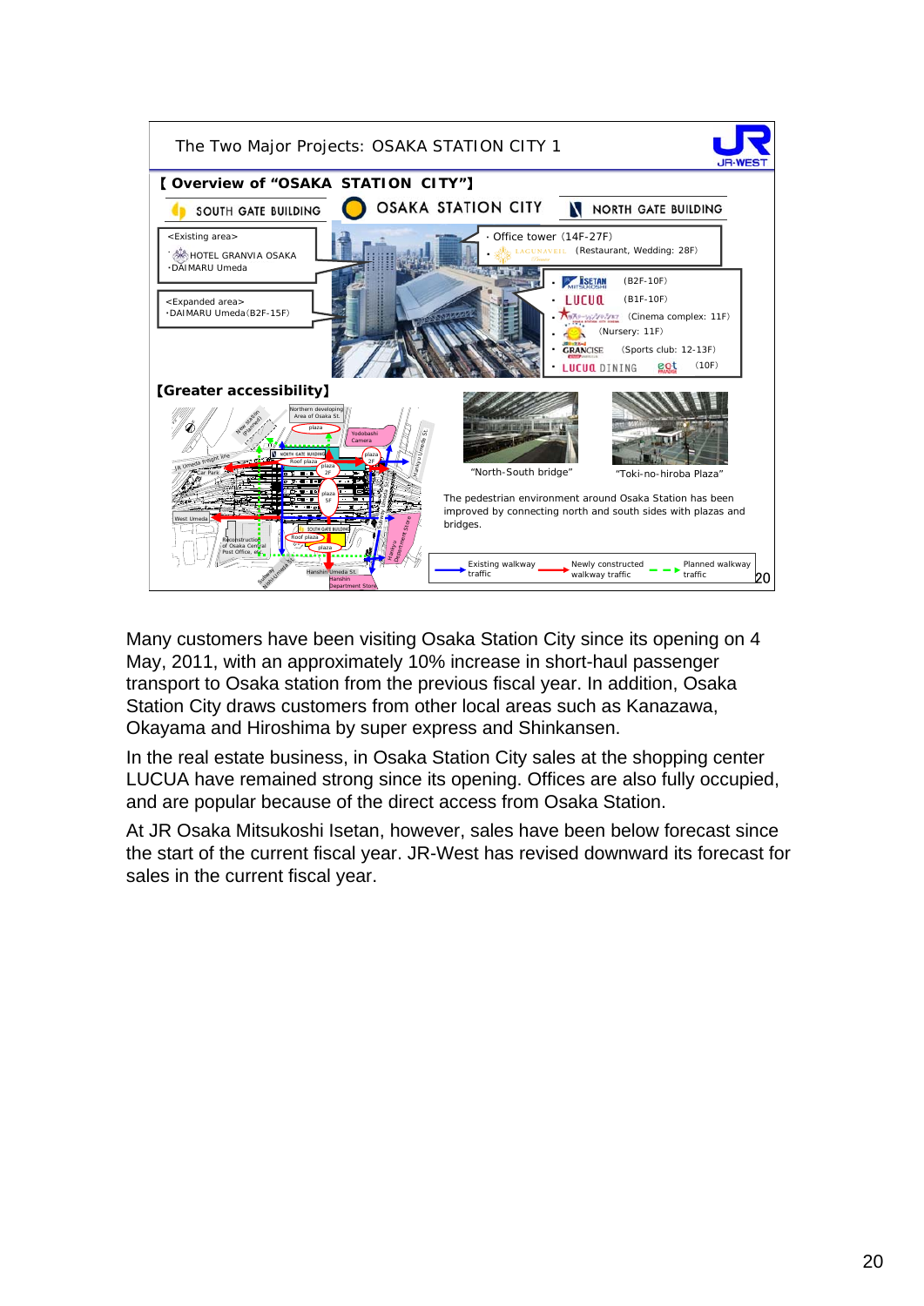## The Two Major Projects: OSAKA STATION CITY 1

**【Overview of "OSAKA STATION CITY"】**

SOUTH GATE BUILDING | OSAKA STATION CITY | NORTH GATE BUILDING

<Existing area>
- HOTEL GRANVIA OSAKA
- DAIMARU Umeda

<Expanded area>
- DAIMARU Umeda (B2F-15F)

- Office tower (14F-27F)
- LAGUNAVEIL (Restaurant, Wedding: 28F)

- ISETAN MITSUKOSHI (B2F-10F)
- LUCUA (B1F-10F)
- (Cinema complex: 11F)
- (Nursery: 11F)
- GRANCISE (Sports club: 12-13F)
- LUCUA DINING eat PARADISE (10F)

**【Greater accessibility】**

"North-South bridge"

"Toki-no-hiroba Plaza"

The pedestrian environment around Osaka Station has been improved by connecting north and south sides with plazas and bridges.

Existing walkway traffic / Newly constructed walkway traffic / Planned walkway traffic

Many customers have been visiting Osaka Station City since its opening on 4 May, 2011, with an approximately 10% increase in short-haul passenger transport to Osaka station from the previous fiscal year. In addition, Osaka Station City draws customers from other local areas such as Kanazawa, Okayama and Hiroshima by super express and Shinkansen.

In the real estate business, in Osaka Station City sales at the shopping center LUCUA have remained strong since its opening. Offices are also fully occupied, and are popular because of the direct access from Osaka Station.

At JR Osaka Mitsukoshi Isetan, however, sales have been below forecast since the start of the current fiscal year. JR-West has revised downward its forecast for sales in the current fiscal year.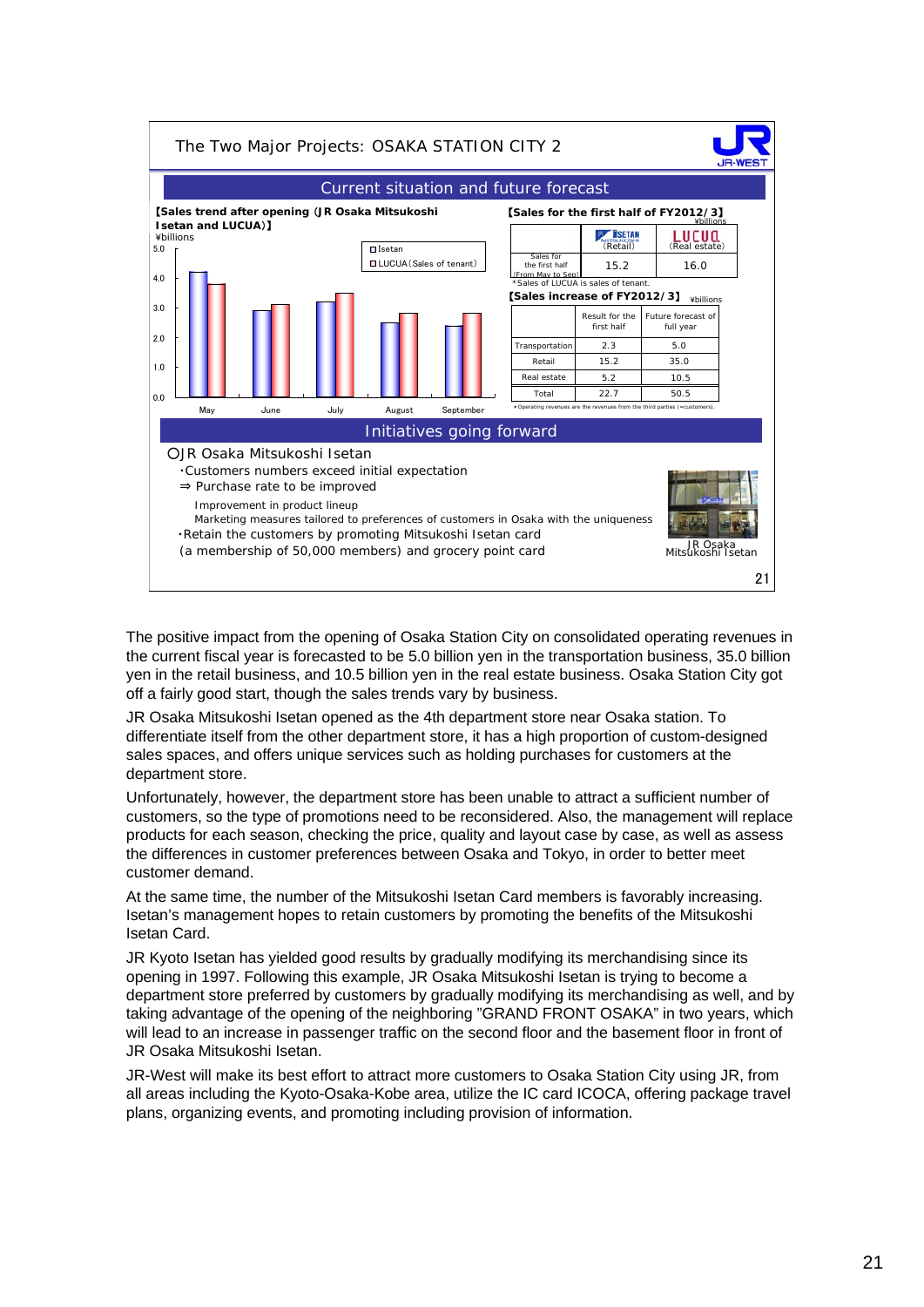## The Two Major Projects: OSAKA STATION CITY 2

### Current situation and future forecast

**【Sales trend after opening (JR Osaka Mitsukoshi Isetan and LUCUA)】**

¥billions

□ Isetan
□ LUCUA (Sales of tenant)

**【Sales for the first half of FY2012/3】** ¥billions

| | ISETAN (Retail) | LUCUA (Real estate) |
|---|---|---|
| Sales for the first half (From May to Sep) | 15.2 | 16.0 |

*Sales of LUCUA is sales of tenant.

**【Sales increase of FY2012/3】** ¥billions

| | Result for the first half | Future forecast of full year |
|---|---|---|
| Transportation | 2.3 | 5.0 |
| Retail | 15.2 | 35.0 |
| Real estate | 5.2 | 10.5 |
| Total | 22.7 | 50.5 |

*Operating revenues are the revenues from the third parties (=customers).

### Initiatives going forward

○JR Osaka Mitsukoshi Isetan

- Customers numbers exceed initial expectation
  ⇒ Purchase rate to be improved
  - Improvement in product lineup
  - Marketing measures tailored to preferences of customers in Osaka with the uniqueness
- Retain the customers by promoting Mitsukoshi Isetan card (a membership of 50,000 members) and grocery point card

JR Osaka Mitsukoshi Isetan

The positive impact from the opening of Osaka Station City on consolidated operating revenues in the current fiscal year is forecasted to be 5.0 billion yen in the transportation business, 35.0 billion yen in the retail business, and 10.5 billion yen in the real estate business. Osaka Station City got off a fairly good start, though the sales trends vary by business.

JR Osaka Mitsukoshi Isetan opened as the 4th department store near Osaka station. To differentiate itself from the other department store, it has a high proportion of custom-designed sales spaces, and offers unique services such as holding purchases for customers at the department store.

Unfortunately, however, the department store has been unable to attract a sufficient number of customers, so the type of promotions need to be reconsidered. Also, the management will replace products for each season, checking the price, quality and layout case by case, as well as assess the differences in customer preferences between Osaka and Tokyo, in order to better meet customer demand.

At the same time, the number of the Mitsukoshi Isetan Card members is favorably increasing. Isetan's management hopes to retain customers by promoting the benefits of the Mitsukoshi Isetan Card.

JR Kyoto Isetan has yielded good results by gradually modifying its merchandising since its opening in 1997. Following this example, JR Osaka Mitsukoshi Isetan is trying to become a department store preferred by customers by gradually modifying its merchandising as well, and by taking advantage of the opening of the neighboring "GRAND FRONT OSAKA" in two years, which will lead to an increase in passenger traffic on the second floor and the basement floor in front of JR Osaka Mitsukoshi Isetan.

JR-West will make its best effort to attract more customers to Osaka Station City using JR, from all areas including the Kyoto-Osaka-Kobe area, utilize the IC card ICOCA, offering package travel plans, organizing events, and promoting including provision of information.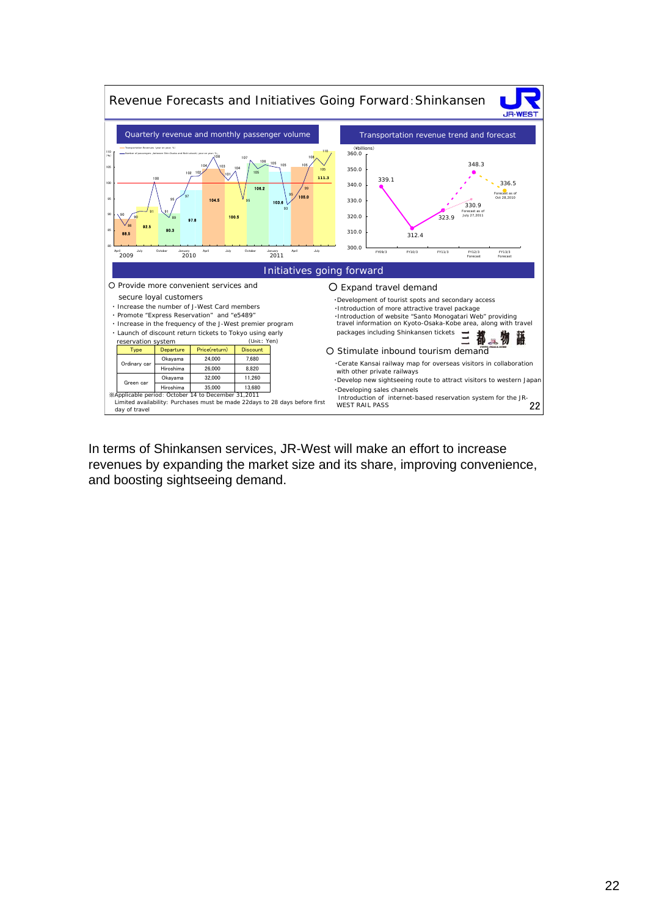# Revenue Forecasts and Initiatives Going Forward：Shinkansen

## Quarterly revenue and monthly passenger volume

## Transportation revenue trend and forecast

(¥billions)

| | FY09/3 | FY10/3 | FY11/3 | FY12/3 Forecast | FY13/3 Forecast |
|---|---|---|---|---|---|
| Revenue | 339.1 | 312.4 | 323.9 | 348.3 | 336.5 |

Forecast as of Oct 28,2010: 336.5
Forecast as of July 27,2011: 330.9

## Initiatives going forward

○ Provide more convenient services and secure loyal customers

- Increase the number of J-West Card members
- Promote "Express Reservation" and "e5489"
- Increase in the frequency of the J-West premier program
- Launch of discount return tickets to Tokyo using early reservation system

(Unit:: Yen)

| Type | Departure | Price(return) | Discount |
|---|---|---|---|
| Ordinary car | Okayama | 24,000 | 7,680 |
| | Hiroshima | 26,000 | 8,820 |
| Green car | Okayama | 32,000 | 11,260 |
| | Hiroshima | 35,000 | 13,680 |

※Applicable period: October 14 to December 31,2011
Limited availability: Purchases must be made 22days to 28 days before first day of travel

○ Expand travel demand

- Development of tourist spots and secondary access
- Introduction of more attractive travel package
- Introduction of website "Santo Monogatari Web" providing travel information on Kyoto-Osaka-Kobe area, along with travel packages including Shinkansen tickets

○ Stimulate inbound tourism demand

- Cerate Kansai railway map for overseas visitors in collaboration with other private railways
- Develop new sightseeing route to attract visitors to western Japan
- Developing sales channels
  Introduction of internet-based reservation system for the JR-WEST RAIL PASS

In terms of Shinkansen services, JR-West will make an effort to increase revenues by expanding the market size and its share, improving convenience, and boosting sightseeing demand.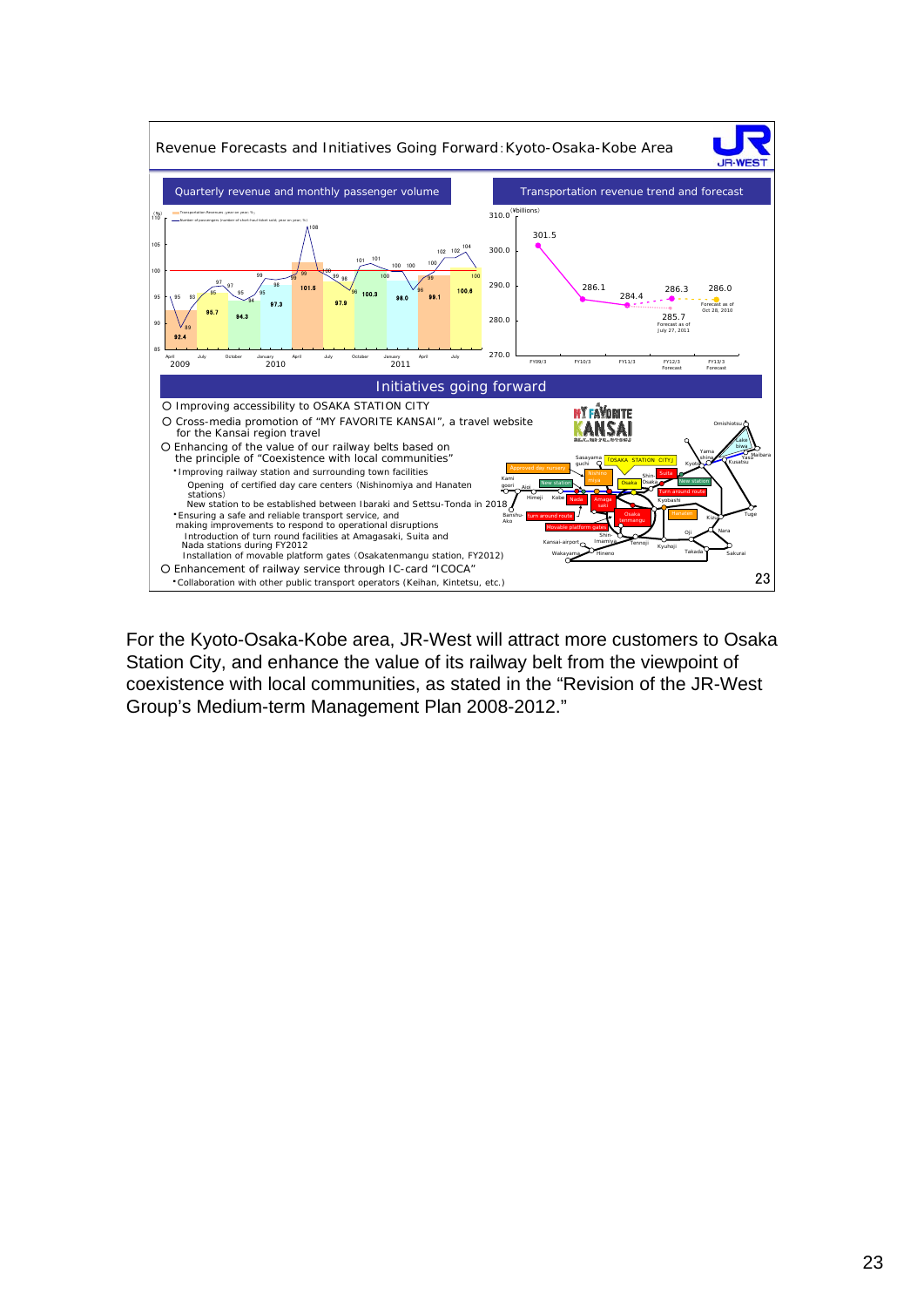## Revenue Forecasts and Initiatives Going Forward: Kyoto-Osaka-Kobe Area

### Quarterly revenue and monthly passenger volume

### Transportation revenue trend and forecast

(¥billions)

| FY09/3 | FY10/3 | FY11/3 | FY12/3 Forecast | FY13/3 Forecast |
|---|---|---|---|---|
| 301.5 | 286.1 | 284.4 | 286.3 | 286.0 |

Forecast as of July 27, 2011: 285.7
Forecast as of Oct 28, 2010

### Initiatives going forward

- Improving accessibility to OSAKA STATION CITY
- Cross-media promotion of "MY FAVORITE KANSAI", a travel website for the Kansai region travel
- Enhancing of the value of our railway belts based on the principle of "Coexistence with local communities"
  - Improving railway station and surrounding town facilities
    - Opening of certified day care centers (Nishinomiya and Hanaten stations)
    - New station to be established between Ibaraki and Settsu-Tonda in 2018
  - Ensuring a safe and reliable transport service, and making improvements to respond to operational disruptions
    - Introduction of turn round facilities at Amagasaki, Suita and Nada stations during FY2012
    - Installation of movable platform gates (Osakatenmangu station, FY2012)
- Enhancement of railway service through IC-card "ICOCA"
  - Collaboration with other public transport operators (Keihan, Kintetsu, etc.)

For the Kyoto-Osaka-Kobe area, JR-West will attract more customers to Osaka Station City, and enhance the value of its railway belt from the viewpoint of coexistence with local communities, as stated in the "Revision of the JR-West Group's Medium-term Management Plan 2008-2012."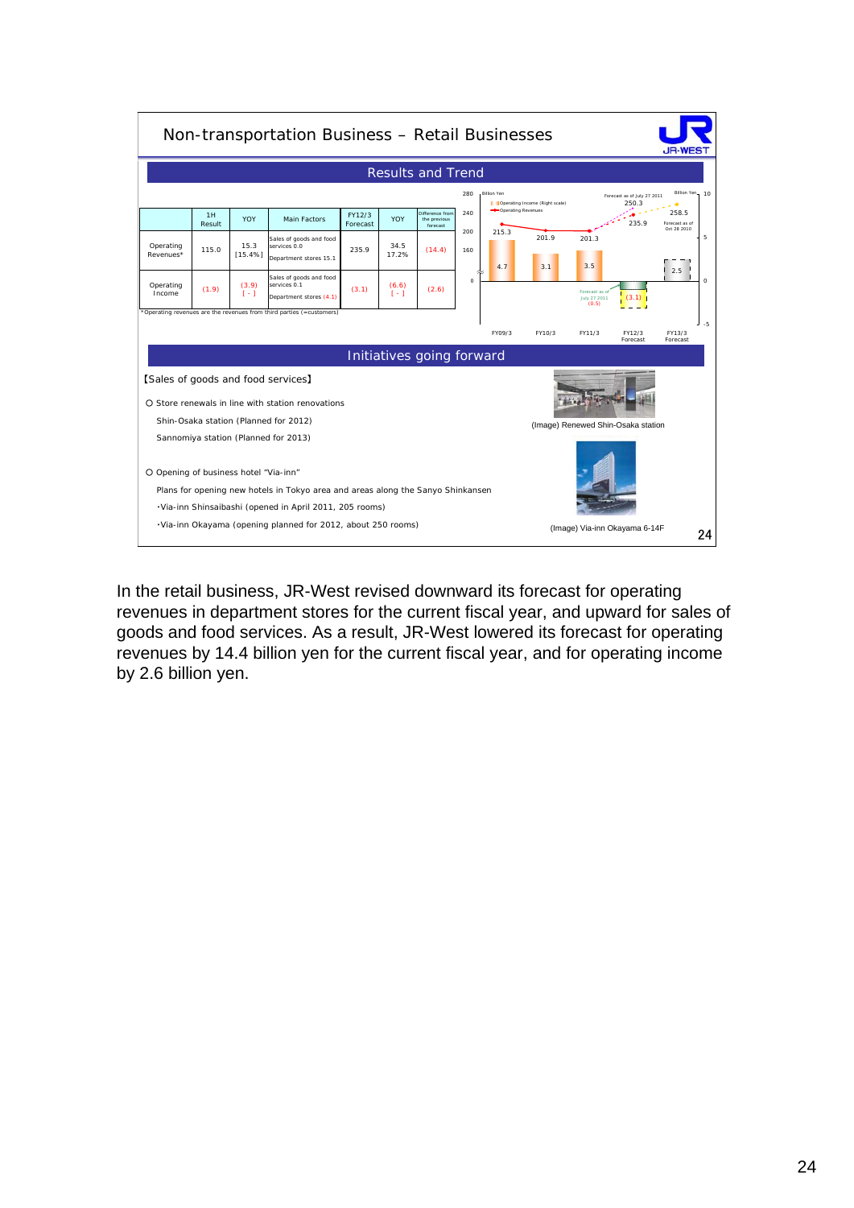# Non-transportation Business – Retail Businesses

## Results and Trend

|  | 1H Result | YOY | Main Factors | FY12/3 Forecast | YOY | Difference from the previous forecast |
|---|---|---|---|---|---|---|
| Operating Revenues* | 115.0 | 15.3 [15.4%] | Sales of goods and food services 0.0<br>Department stores 15.1 | 235.9 | 34.5 17.2% | (14.4) |
| Operating Income | (1.9) | (3.9) [ - ] | Sales of goods and food services 0.1<br>Department stores (4.1) | (3.1) | (6.6) [ - ] | (2.6) |

*Operating revenues are the revenues from third parties (=customers)

Billion Yen

| | FY09/3 | FY10/3 | FY11/3 | FY12/3 Forecast | FY13/3 Forecast |
|---|---|---|---|---|---|
| Operating Revenues | 215.3 | 201.9 | 201.3 | 235.9 (Forecast as of July 27 2011: 250.3) | 258.5 (Forecast as of Oct 28 2010) |
| Operating Income (Right scale) | 4.7 | 3.1 | 3.5 | (3.1) (Forecast as of July 27 2011: (0.5)) | 2.5 |

## Initiatives going forward

【Sales of goods and food services】

○ Store renewals in line with station renovations

Shin-Osaka station (Planned for 2012)

Sannomiya station (Planned for 2013)

(Image) Renewed Shin-Osaka station

○ Opening of business hotel "Via-inn"

Plans for opening new hotels in Tokyo area and areas along the Sanyo Shinkansen

・Via-inn Shinsaibashi (opened in April 2011, 205 rooms)

・Via-inn Okayama (opening planned for 2012, about 250 rooms)

(Image) Via-inn Okayama 6-14F

In the retail business, JR-West revised downward its forecast for operating revenues in department stores for the current fiscal year, and upward for sales of goods and food services. As a result, JR-West lowered its forecast for operating revenues by 14.4 billion yen for the current fiscal year, and for operating income by 2.6 billion yen.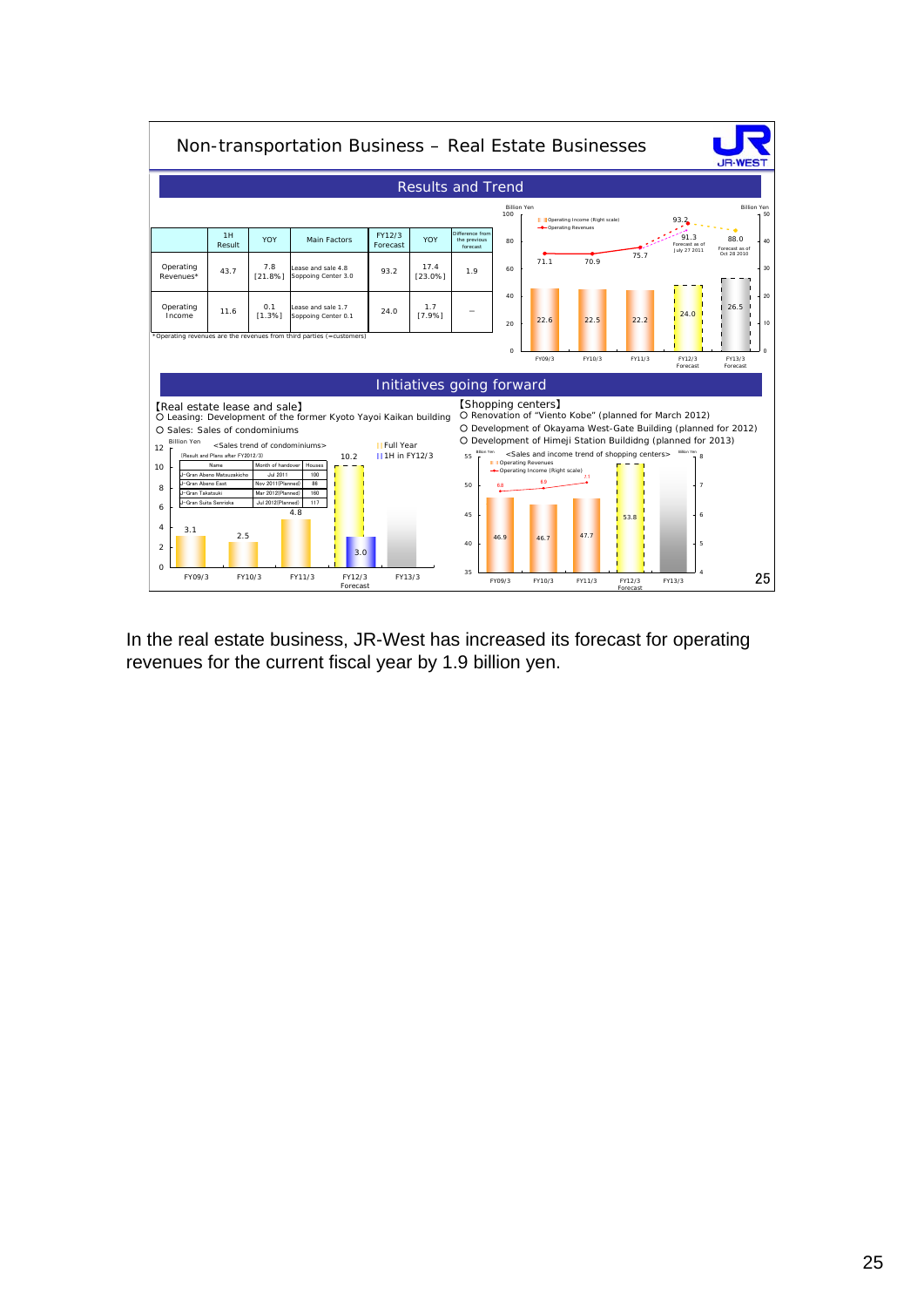# Non-transportation Business – Real Estate Businesses

## Results and Trend

| | 1H Result | YOY | Main Factors | FY12/3 Forecast | YOY | Difference from the previous forecast |
|---|---|---|---|---|---|---|
| Operating Revenues* | 43.7 | 7.8 [21.8%] | Lease and sale 4.8 Soppoing Center 3.0 | 93.2 | 17.4 [23.0%] | 1.9 |
| Operating Income | 11.6 | 0.1 [1.3%] | Lease and sale 1.7 Soppoing Center 0.1 | 24.0 | 1.7 [7.9%] | – |

*Operating revenues are the revenues from third parties (=customers)

Billion Yen

| | FY09/3 | FY10/3 | FY11/3 | FY12/3 Forecast | FY13/3 Forecast |
|---|---|---|---|---|---|
| Operating Revenues | 71.1 | 70.9 | 75.7 | 93.2 (91.3 Forecast as of July 27 2011) | 88.0 (Forecast as of Oct 28 2010) |
| Operating Income (Right scale) | 22.6 | 22.5 | 22.2 | 24.0 | 26.5 |

## Initiatives going forward

【Real estate lease and sale】

- Leasing: Development of the former Kyoto Yayoi Kaikan building
- Sales: Sales of condominiums

<Sales trend of condominiums> (Billion Yen)

(Result and Plans after FY2012/3)

| Name | Month of handover | Houses |
|---|---|---|
| J-Gran Abeno Matsuzakicho | Jul 2011 | 100 |
| J-Gran Abeno East | Nov 2011(Planned) | 86 |
| J-Gran Takatsuki | Mar 2012(Planned) | 160 |
| J-Gran Suita Senrioka | Jul 2012(Planned) | 117 |

| | FY09/3 | FY10/3 | FY11/3 | FY12/3 Forecast | FY13/3 |
|---|---|---|---|---|---|
| Full Year | 3.1 | 2.5 | 4.8 | 10.2 | |
| 1H in FY12/3 | | | | 3.0 | |

【Shopping centers】

- Renovation of "Viento Kobe" (planned for March 2012)
- Development of Okayama West-Gate Building (planned for 2012)
- Development of Himeji Station Buildidng (planned for 2013)

<Sales and income trend of shopping centers> (Billion Yen)

| | FY09/3 | FY10/3 | FY11/3 | FY12/3 Forecast | FY13/3 |
|---|---|---|---|---|---|
| Operating Revenues | 46.9 | 46.7 | 47.7 | 53.8 | |
| Operating Income (Right scale) | 6.8 | 6.9 | 7.1 | | |

In the real estate business, JR-West has increased its forecast for operating revenues for the current fiscal year by 1.9 billion yen.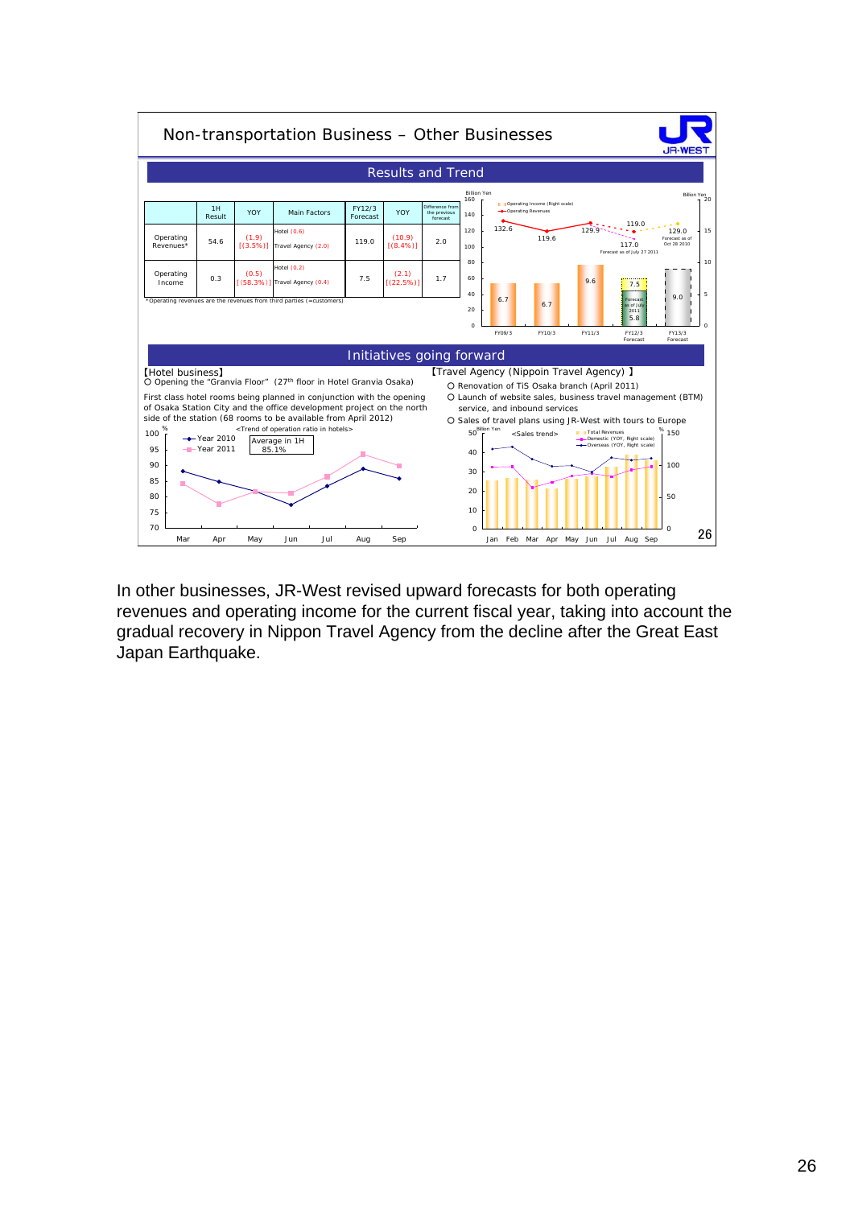# Non-transportation Business – Other Businesses

## Results and Trend

| | 1H Result | YOY | Main Factors | FY12/3 Forecast | YOY | Difference from the previous forecast |
|---|---|---|---|---|---|---|
| Operating Revenues* | 54.6 | (1.9) [(3.5%)] | Hotel (0.6) Travel Agency (2.0) | 119.0 | (10.9) [(8.4%)] | 2.0 |
| Operating Income | 0.3 | (0.5) [(58.3%)] | Hotel (0.2) Travel Agency (0.4) | 7.5 | (2.1) [(22.5%)] | 1.7 |

*Operating revenues are the revenues from third parties (=customers)

Billion Yen

| | FY09/3 | FY10/3 | FY11/3 | FY12/3 Forecast | FY13/3 Forecast |
|---|---|---|---|---|---|
| Operating Revenues | 132.6 | 119.6 | 129.9 | 119.0 (Forecast as of July 27 2011: 117.0) | 129.0 (Forecast as of Oct 28 2010) |
| Operating Income (Right scale) | 6.7 | 6.7 | 9.6 | 7.5 (Forecast as of July 2011: 5.8) | 9.0 |

## Initiatives going forward

【Hotel business】

○ Opening the "Granvia Floor" (27th floor in Hotel Granvia Osaka)

First class hotel rooms being planned in conjunction with the opening of Osaka Station City and the office development project on the north side of the station (68 rooms to be available from April 2012)

<Trend of operation ratio in hotels> (%, Year 2010 / Year 2011, Mar–Sep; Average in 1H 85.1%)

【Travel Agency (Nippoin Travel Agency) 】

○ Renovation of TiS Osaka branch (April 2011)

○ Launch of website sales, business travel management (BTM) service, and inbound services

○ Sales of travel plans using JR-West with tours to Europe

<Sales trend> (Billion Yen; Total Revenues, Domestic (YOY, Right scale), Overseas (YOY, Right scale); Jan–Sep)

In other businesses, JR-West revised upward forecasts for both operating revenues and operating income for the current fiscal year, taking into account the gradual recovery in Nippon Travel Agency from the decline after the Great East Japan Earthquake.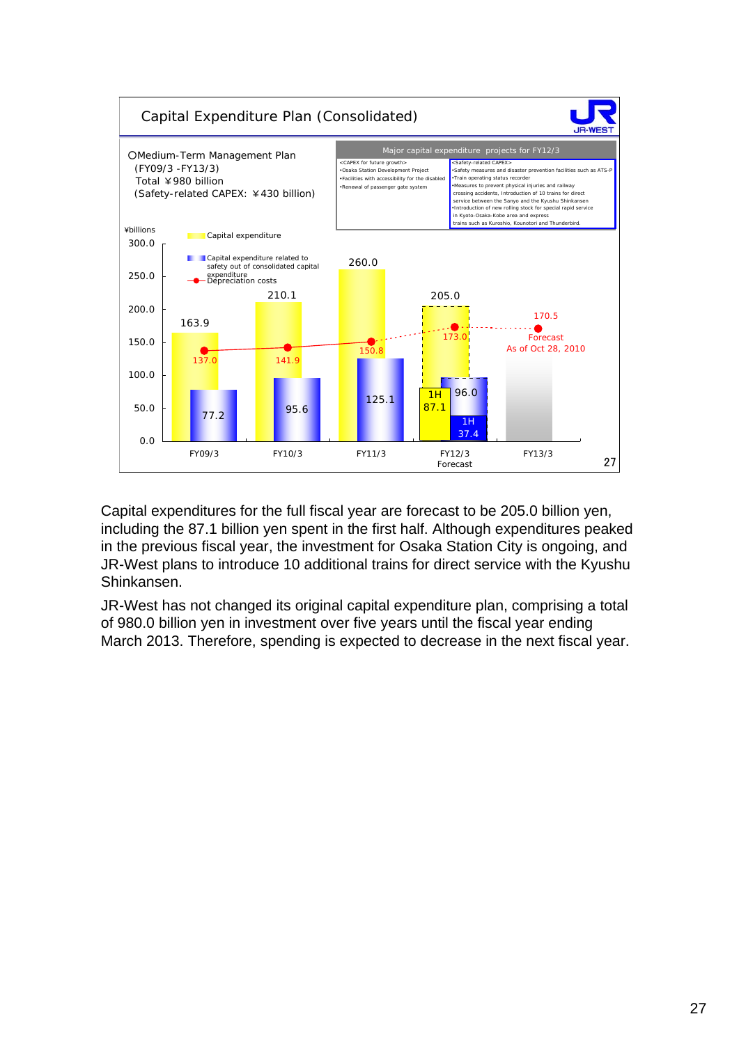## Capital Expenditure Plan (Consolidated)

○Medium-Term Management Plan
(FY09/3 -FY13/3)
Total ￥980 billion
(Safety-related CAPEX: ￥430 billion)

**Major capital expenditure projects for FY12/3**

| <CAPEX for future growth> | <Safety-related CAPEX> |
|---|---|
| •Osaka Station Development Project<br>•Facilities with accessibility for the disabled<br>•Renewal of passenger gate system | •Safety measures and disaster prevention facilities such as ATS-P<br>•Train operating status recorder<br>•Measures to prevent physical injuries and railway crossing accidents, Introduction of 10 trains for direct service between the Sanyo and the Kyushu Shinkansen<br>•Introduction of new rolling stock for special rapid service in Kyoto-Osaka-Kobe area and express trains such as Kuroshio, Kounotori and Thunderbird. |

¥billions

| | FY09/3 | FY10/3 | FY11/3 | FY12/3 Forecast | FY13/3 |
|---|---|---|---|---|---|
| Capital expenditure | 163.9 | 210.1 | 260.0 | 205.0 (1H 87.1) | |
| Capital expenditure related to safety out of consolidated capital expenditure | 77.2 | 95.6 | 125.1 | 96.0 (1H 37.4) | |
| Depreciation costs | 137.0 | 141.9 | 150.8 | 173.0 | 170.5 |

Forecast As of Oct 28, 2010

Capital expenditures for the full fiscal year are forecast to be 205.0 billion yen, including the 87.1 billion yen spent in the first half. Although expenditures peaked in the previous fiscal year, the investment for Osaka Station City is ongoing, and JR-West plans to introduce 10 additional trains for direct service with the Kyushu Shinkansen.

JR-West has not changed its original capital expenditure plan, comprising a total of 980.0 billion yen in investment over five years until the fiscal year ending March 2013. Therefore, spending is expected to decrease in the next fiscal year.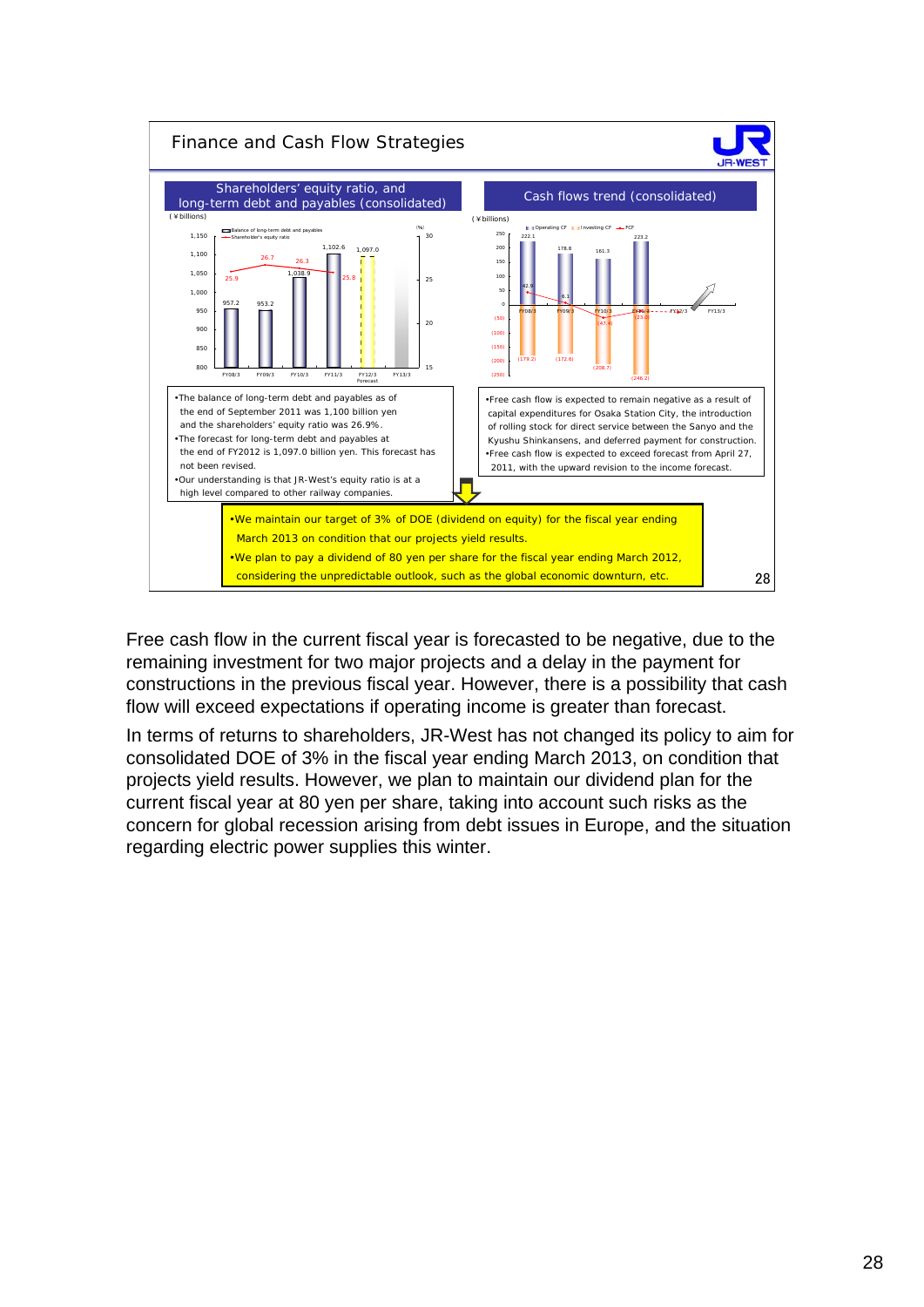## Finance and Cash Flow Strategies

### Shareholders' equity ratio, and long-term debt and payables (consolidated)

(¥billions)

| | FY08/3 | FY09/3 | FY10/3 | FY11/3 | FY12/3 Forecast | FY13/3 |
|---|---|---|---|---|---|---|
| Balance of long-term debt and payables | 957.2 | 953.2 | 1,038.9 | 1,102.6 | 1,097.0 | |
| Shareholder's equity ratio (%) | 25.9 | 26.7 | 26.3 | 25.8 | | |

- The balance of long-term debt and payables as of the end of September 2011 was 1,100 billion yen and the shareholders' equity ratio was 26.9%.
- The forecast for long-term debt and payables at the end of FY2012 is 1,097.0 billion yen. This forecast has not been revised.
- Our understanding is that JR-West's equity ratio is at a high level compared to other railway companies.

### Cash flows trend (consolidated)

(¥billions)

| | FY08/3 | FY09/3 | FY10/3 | FY11/3 | FY12/3 | FY13/3 |
|---|---|---|---|---|---|---|
| Operating CF | 222.1 | 178.8 | 161.3 | 223.2 | | |
| Investing CF | (179.2) | (172.6) | (208.7) | (246.2) | | |
| FCF | 42.9 | 6.1 | (47.4) | (23.0) | | |

- Free cash flow is expected to remain negative as a result of capital expenditures for Osaka Station City, the introduction of rolling stock for direct service between the Sanyo and the Kyushu Shinkansens, and deferred payment for construction.
- Free cash flow is expected to exceed forecast from April 27, 2011, with the upward revision to the income forecast.

---

- We maintain our target of 3% of DOE (dividend on equity) for the fiscal year ending March 2013 on condition that our projects yield results.
- We plan to pay a dividend of 80 yen per share for the fiscal year ending March 2012, considering the unpredictable outlook, such as the global economic downturn, etc.

Free cash flow in the current fiscal year is forecasted to be negative, due to the remaining investment for two major projects and a delay in the payment for constructions in the previous fiscal year. However, there is a possibility that cash flow will exceed expectations if operating income is greater than forecast.

In terms of returns to shareholders, JR-West has not changed its policy to aim for consolidated DOE of 3% in the fiscal year ending March 2013, on condition that projects yield results. However, we plan to maintain our dividend plan for the current fiscal year at 80 yen per share, taking into account such risks as the concern for global recession arising from debt issues in Europe, and the situation regarding electric power supplies this winter.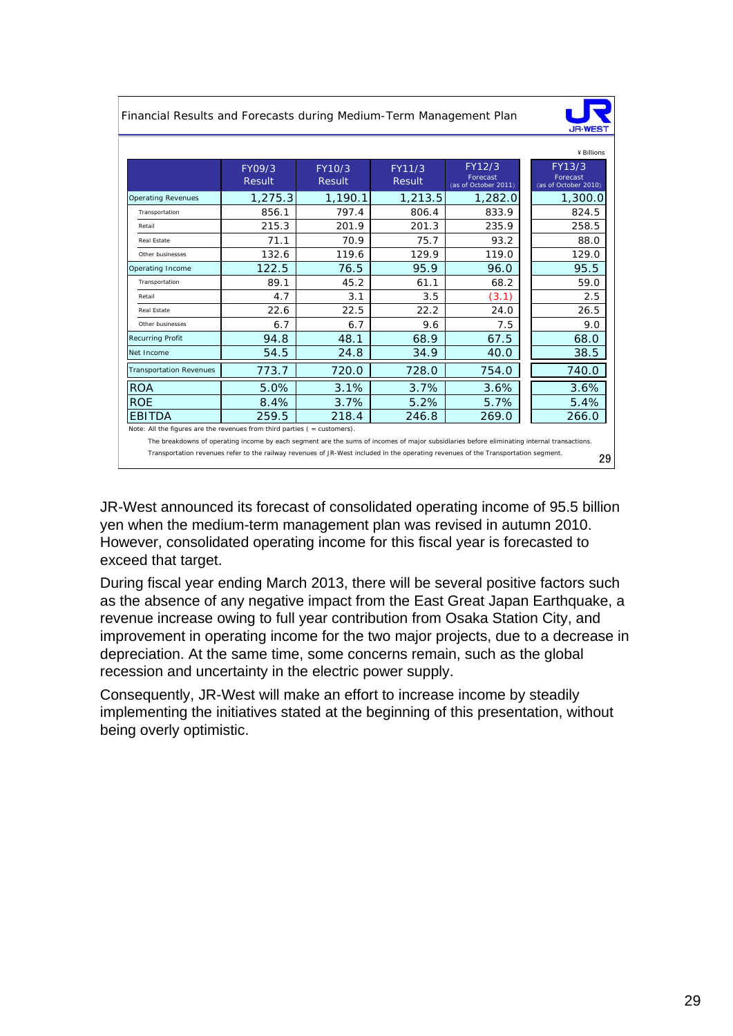## Financial Results and Forecasts during Medium-Term Management Plan

¥ Billions

| | FY09/3 Result | FY10/3 Result | FY11/3 Result | FY12/3 Forecast (as of October 2011) | FY13/3 Forecast (as of October 2010) |
|---|---|---|---|---|---|
| Operating Revenues | 1,275.3 | 1,190.1 | 1,213.5 | 1,282.0 | 1,300.0 |
| Transportation | 856.1 | 797.4 | 806.4 | 833.9 | 824.5 |
| Retail | 215.3 | 201.9 | 201.3 | 235.9 | 258.5 |
| Real Estate | 71.1 | 70.9 | 75.7 | 93.2 | 88.0 |
| Other businesses | 132.6 | 119.6 | 129.9 | 119.0 | 129.0 |
| Operating Income | 122.5 | 76.5 | 95.9 | 96.0 | 95.5 |
| Transportation | 89.1 | 45.2 | 61.1 | 68.2 | 59.0 |
| Retail | 4.7 | 3.1 | 3.5 | (3.1) | 2.5 |
| Real Estate | 22.6 | 22.5 | 22.2 | 24.0 | 26.5 |
| Other businesses | 6.7 | 6.7 | 9.6 | 7.5 | 9.0 |
| Recurring Profit | 94.8 | 48.1 | 68.9 | 67.5 | 68.0 |
| Net Income | 54.5 | 24.8 | 34.9 | 40.0 | 38.5 |
| Transportation Revenues | 773.7 | 720.0 | 728.0 | 754.0 | 740.0 |
| ROA | 5.0% | 3.1% | 3.7% | 3.6% | 3.6% |
| ROE | 8.4% | 3.7% | 5.2% | 5.7% | 5.4% |
| EBITDA | 259.5 | 218.4 | 246.8 | 269.0 | 266.0 |

Note: All the figures are the revenues from third parties ( = customers).

The breakdowns of operating income by each segment are the sums of incomes of major subsidiaries before eliminating internal transactions.

Transportation revenues refer to the railway revenues of JR-West included in the operating revenues of the Transportation segment.

JR-West announced its forecast of consolidated operating income of 95.5 billion yen when the medium-term management plan was revised in autumn 2010. However, consolidated operating income for this fiscal year is forecasted to exceed that target.

During fiscal year ending March 2013, there will be several positive factors such as the absence of any negative impact from the East Great Japan Earthquake, a revenue increase owing to full year contribution from Osaka Station City, and improvement in operating income for the two major projects, due to a decrease in depreciation. At the same time, some concerns remain, such as the global recession and uncertainty in the electric power supply.

Consequently, JR-West will make an effort to increase income by steadily implementing the initiatives stated at the beginning of this presentation, without being overly optimistic.